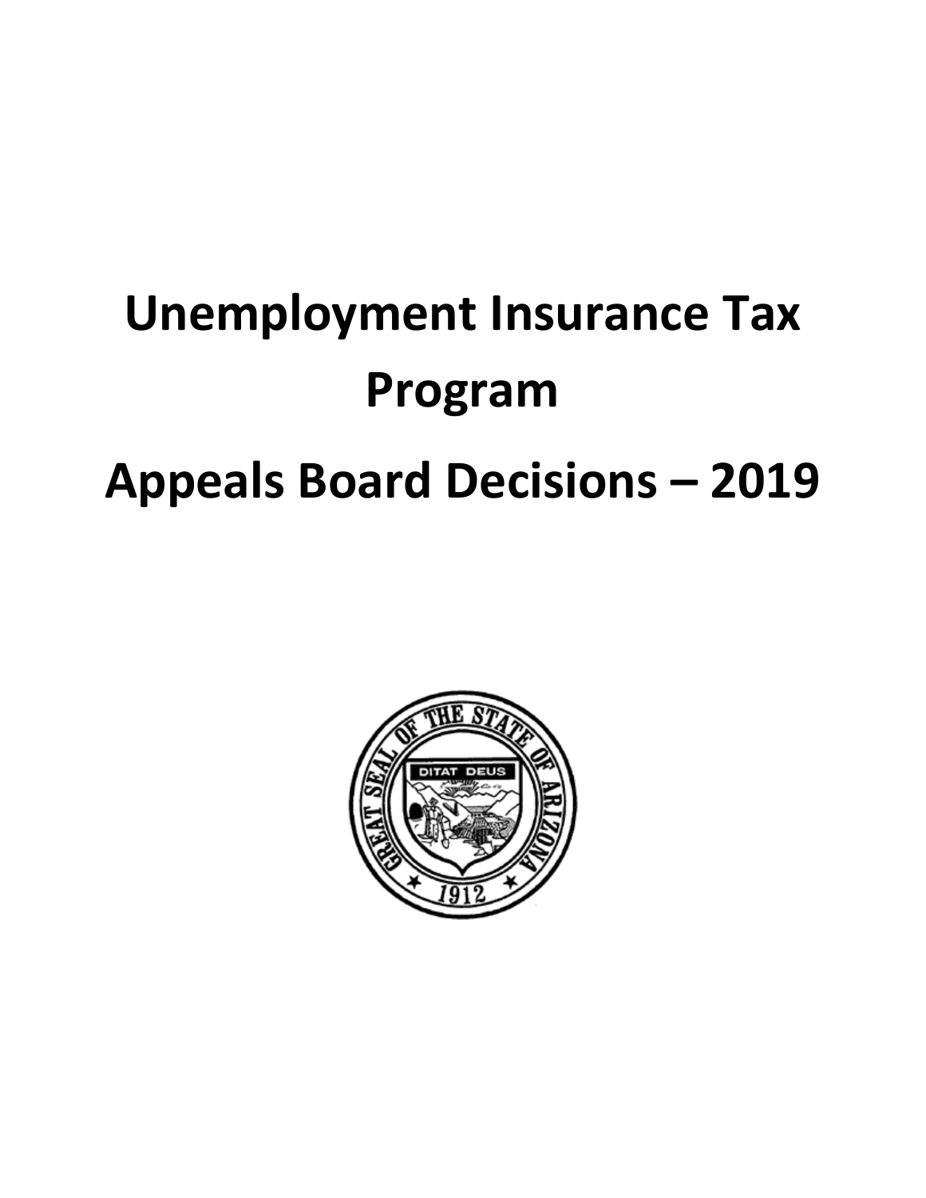# Unemployment Insurance Tax Program

# Appeals Board Decisions – 2019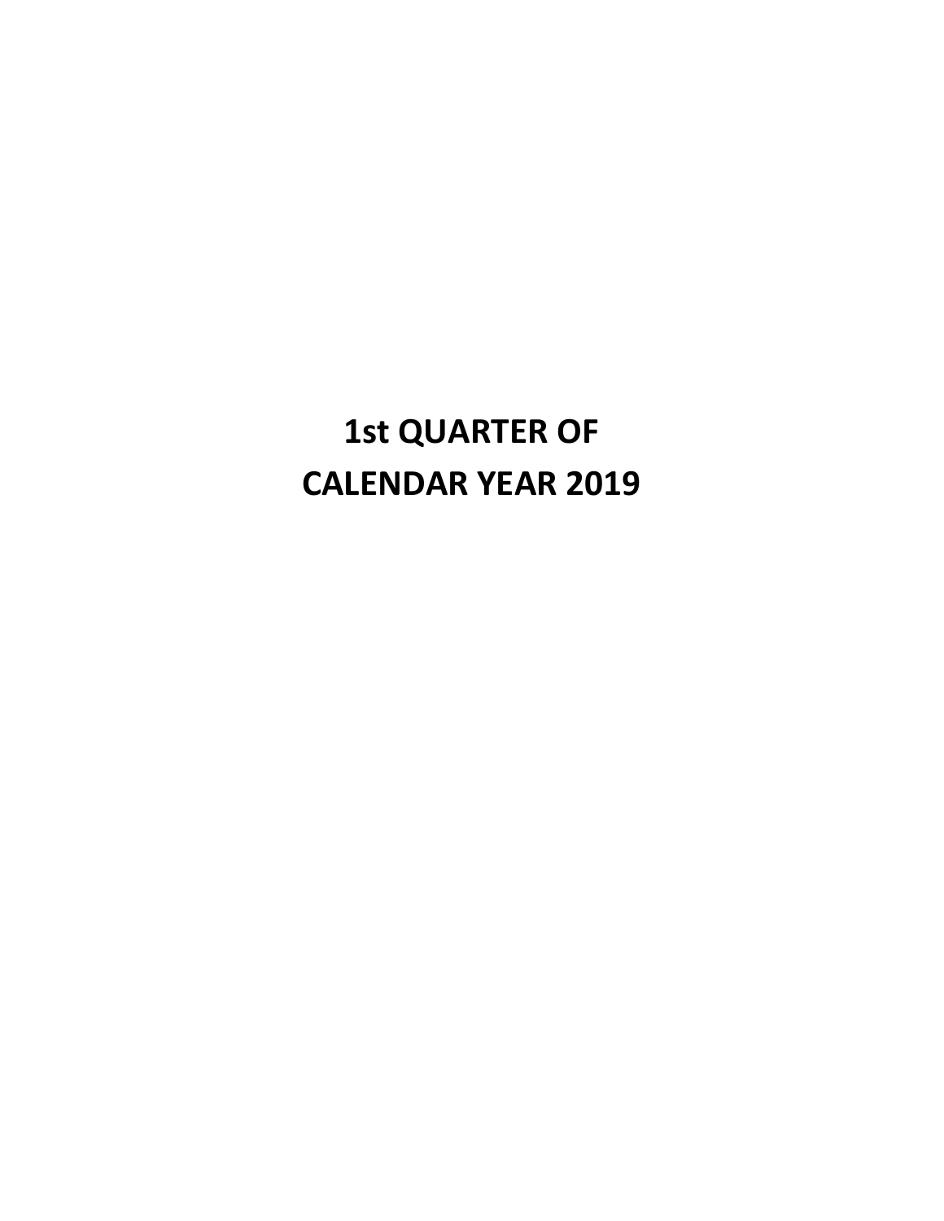# 1st QUARTER OF
# CALENDAR YEAR 2019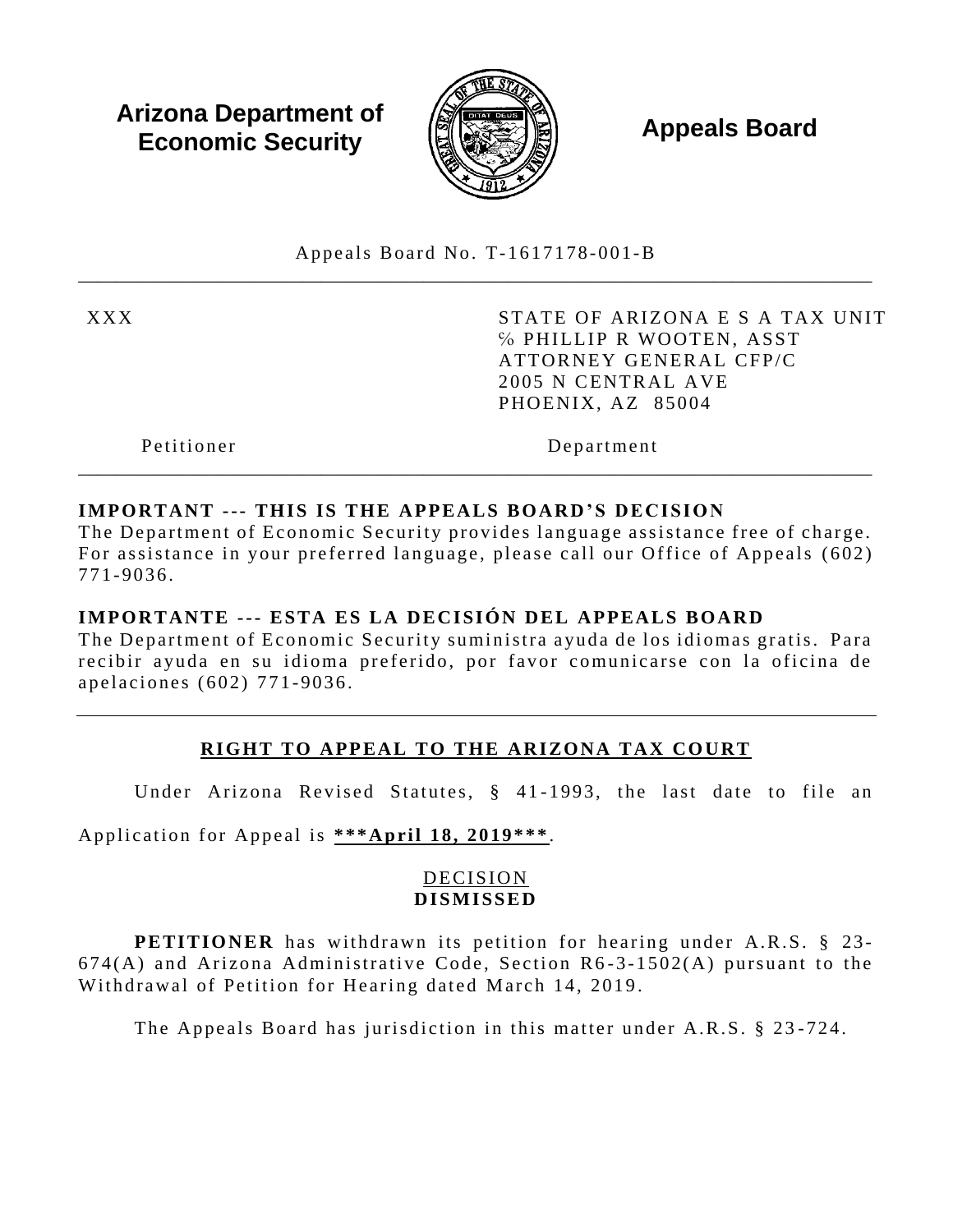**Arizona Department of Economic Security**

**Appeals Board**

Appeals Board No. T-1617178-001-B

| | |
|---|---|
| XXX | STATE OF ARIZONA E S A TAX UNIT<br>℅ PHILLIP R WOOTEN, ASST ATTORNEY GENERAL CFP/C<br>2005 N CENTRAL AVE<br>PHOENIX, AZ 85004 |
| Petitioner | Department |

**IMPORTANT --- THIS IS THE APPEALS BOARD'S DECISION**
The Department of Economic Security provides language assistance free of charge. For assistance in your preferred language, please call our Office of Appeals (602) 771-9036.

**IMPORTANTE --- ESTA ES LA DECISIÓN DEL APPEALS BOARD**
The Department of Economic Security suministra ayuda de los idiomas gratis. Para recibir ayuda en su idioma preferido, por favor comunicarse con la oficina de apelaciones (602) 771-9036.

---

## RIGHT TO APPEAL TO THE ARIZONA TAX COURT

Under Arizona Revised Statutes, § 41-1993, the last date to file an Application for Appeal is **\*\*\*April 18, 2019\*\*\***.

DECISION
**DISMISSED**

**PETITIONER** has withdrawn its petition for hearing under A.R.S. § 23-674(A) and Arizona Administrative Code, Section R6-3-1502(A) pursuant to the Withdrawal of Petition for Hearing dated March 14, 2019.

The Appeals Board has jurisdiction in this matter under A.R.S. § 23-724.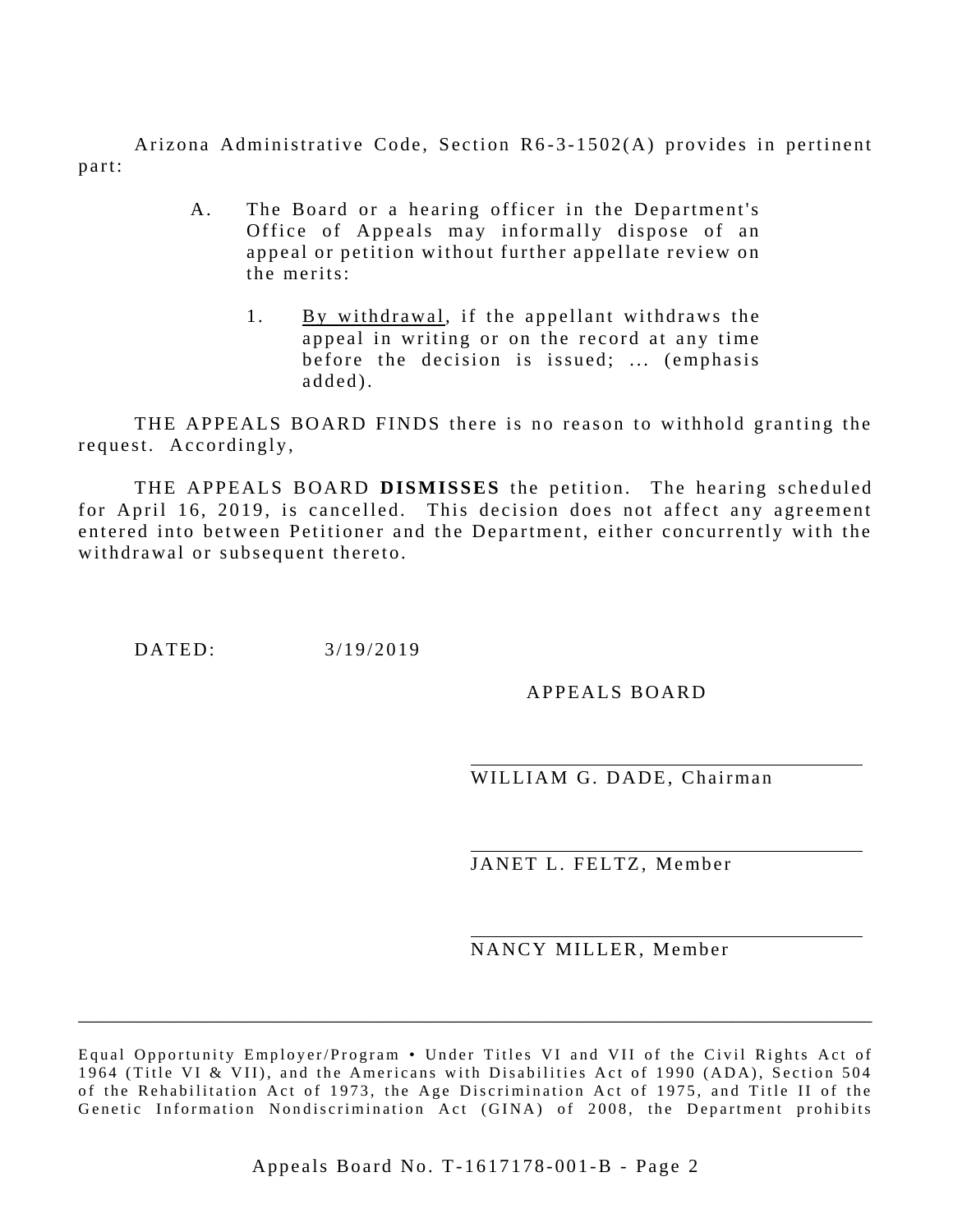Arizona Administrative Code, Section R6-3-1502(A) provides in pertinent part:

> A. The Board or a hearing officer in the Department's Office of Appeals may informally dispose of an appeal or petition without further appellate review on the merits:
>
> 1. <u>By withdrawal</u>, if the appellant withdraws the appeal in writing or on the record at any time before the decision is issued; ... (emphasis added).

THE APPEALS BOARD FINDS there is no reason to withhold granting the request. Accordingly,

THE APPEALS BOARD **DISMISSES** the petition. The hearing scheduled for April 16, 2019, is cancelled. This decision does not affect any agreement entered into between Petitioner and the Department, either concurrently with the withdrawal or subsequent thereto.

DATED: 3/19/2019

APPEALS BOARD

WILLIAM G. DADE, Chairman

JANET L. FELTZ, Member

NANCY MILLER, Member

---

Equal Opportunity Employer/Program • Under Titles VI and VII of the Civil Rights Act of 1964 (Title VI & VII), and the Americans with Disabilities Act of 1990 (ADA), Section 504 of the Rehabilitation Act of 1973, the Age Discrimination Act of 1975, and Title II of the Genetic Information Nondiscrimination Act (GINA) of 2008, the Department prohibits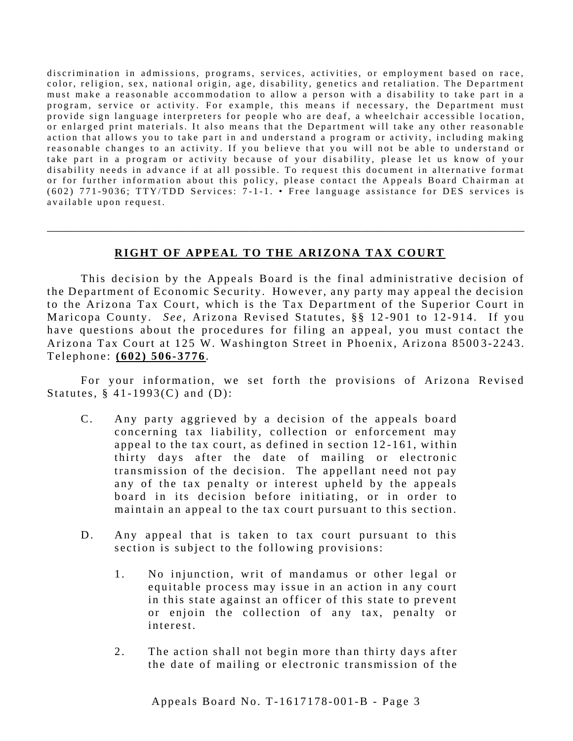discrimination in admissions, programs, services, activities, or employment based on race, color, religion, sex, national origin, age, disability, genetics and retaliation. The Department must make a reasonable accommodation to allow a person with a disability to take part in a program, service or activity. For example, this means if necessary, the Department must provide sign language interpreters for people who are deaf, a wheelchair accessible location, or enlarged print materials. It also means that the Department will take any other reasonable action that allows you to take part in and understand a program or activity, including making reasonable changes to an activity. If you believe that you will not be able to understand or take part in a program or activity because of your disability, please let us know of your disability needs in advance if at all possible. To request this document in alternative format or for further information about this policy, please contact the Appeals Board Chairman at (602) 771-9036; TTY/TDD Services: 7-1-1. • Free language assistance for DES services is available upon request.

---

## RIGHT OF APPEAL TO THE ARIZONA TAX COURT

This decision by the Appeals Board is the final administrative decision of the Department of Economic Security. However, any party may appeal the decision to the Arizona Tax Court, which is the Tax Department of the Superior Court in Maricopa County. *See,* Arizona Revised Statutes, §§ 12-901 to 12-914. If you have questions about the procedures for filing an appeal, you must contact the Arizona Tax Court at 125 W. Washington Street in Phoenix, Arizona 85003-2243. Telephone: **(602) 506-3776**.

For your information, we set forth the provisions of Arizona Revised Statutes, § 41-1993(C) and (D):

C. Any party aggrieved by a decision of the appeals board concerning tax liability, collection or enforcement may appeal to the tax court, as defined in section 12-161, within thirty days after the date of mailing or electronic transmission of the decision. The appellant need not pay any of the tax penalty or interest upheld by the appeals board in its decision before initiating, or in order to maintain an appeal to the tax court pursuant to this section.

D. Any appeal that is taken to tax court pursuant to this section is subject to the following provisions:

1. No injunction, writ of mandamus or other legal or equitable process may issue in an action in any court in this state against an officer of this state to prevent or enjoin the collection of any tax, penalty or interest.

2. The action shall not begin more than thirty days after the date of mailing or electronic transmission of the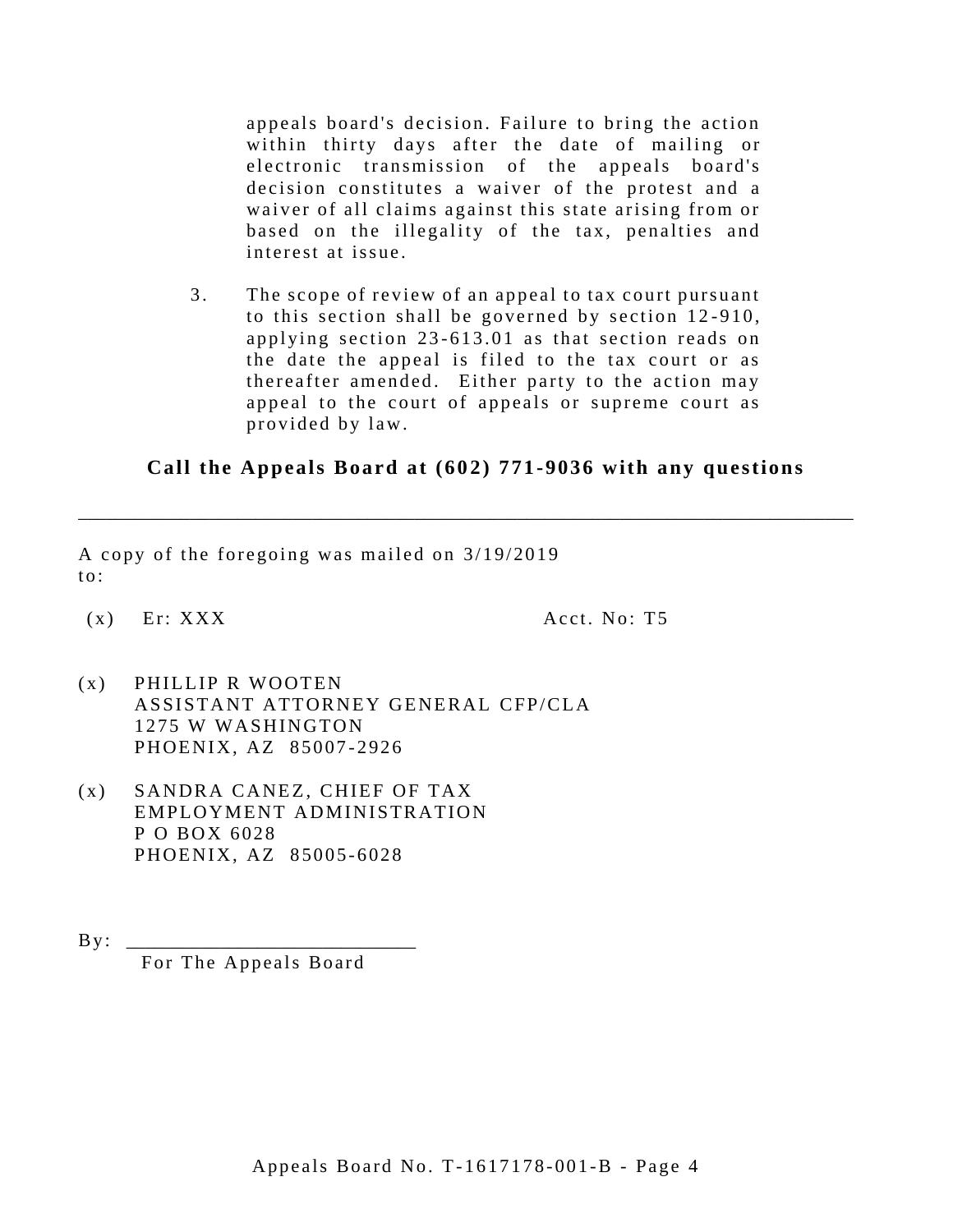appeals board's decision. Failure to bring the action within thirty days after the date of mailing or electronic transmission of the appeals board's decision constitutes a waiver of the protest and a waiver of all claims against this state arising from or based on the illegality of the tax, penalties and interest at issue.

3. The scope of review of an appeal to tax court pursuant to this section shall be governed by section 12-910, applying section 23-613.01 as that section reads on the date the appeal is filed to the tax court or as thereafter amended. Either party to the action may appeal to the court of appeals or supreme court as provided by law.

**Call the Appeals Board at (602) 771-9036 with any questions**

---

A copy of the foregoing was mailed on 3/19/2019 to:

(x) Er: XXX　　　　　　　　Acct. No: T5

(x) PHILLIP R WOOTEN
ASSISTANT ATTORNEY GENERAL CFP/CLA
1275 W WASHINGTON
PHOENIX, AZ 85007-2926

(x) SANDRA CANEZ, CHIEF OF TAX
EMPLOYMENT ADMINISTRATION
P O BOX 6028
PHOENIX, AZ 85005-6028

By: ___________________________
For The Appeals Board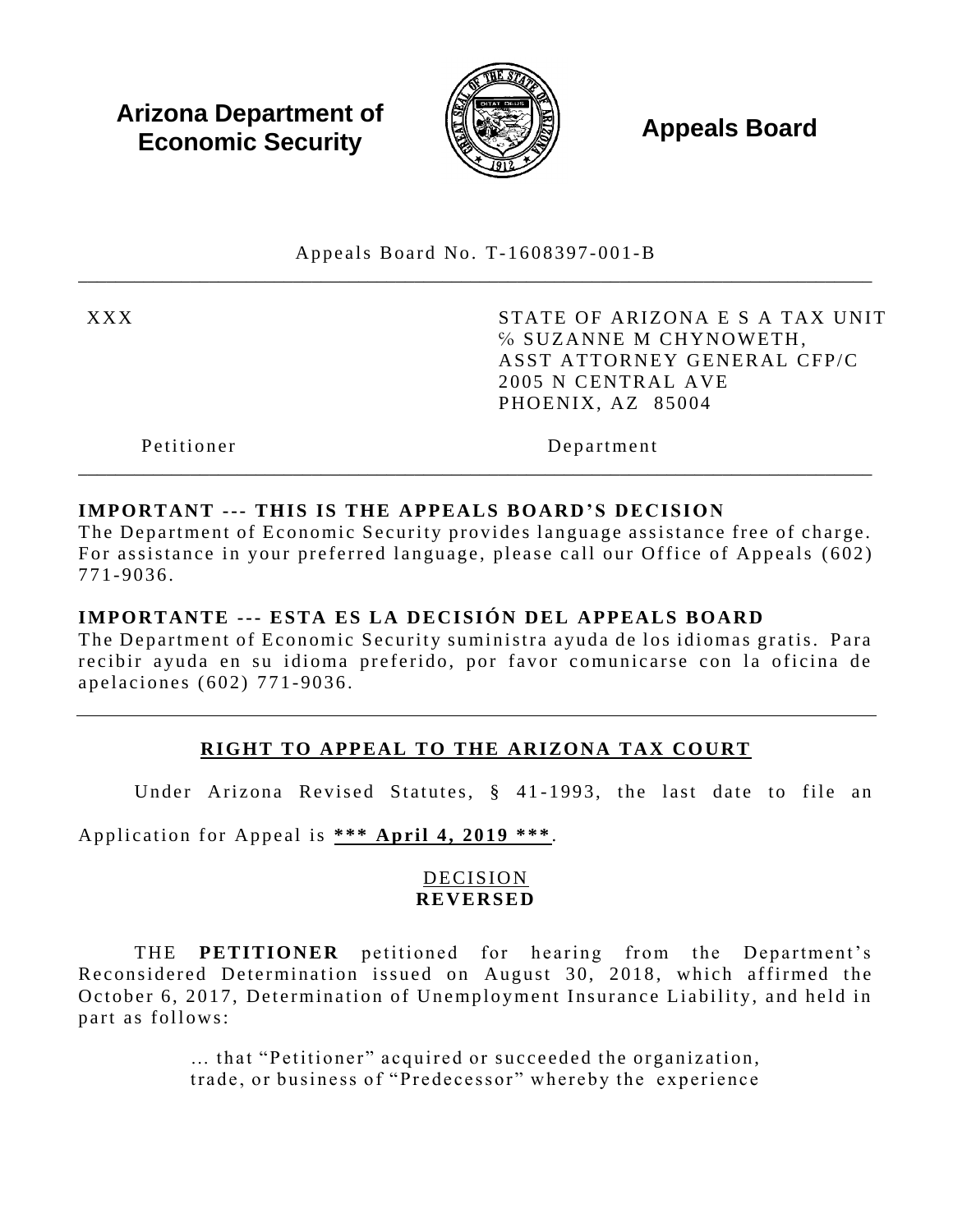**Arizona Department of Economic Security** **Appeals Board**

Appeals Board No. T-1608397-001-B

| XXX | STATE OF ARIZONA E S A TAX UNIT<br>℅ SUZANNE M CHYNOWETH,<br>ASST ATTORNEY GENERAL CFP/C<br>2005 N CENTRAL AVE<br>PHOENIX, AZ 85004 |
|---|---|
| Petitioner | Department |

**IMPORTANT --- THIS IS THE APPEALS BOARD'S DECISION**
The Department of Economic Security provides language assistance free of charge. For assistance in your preferred language, please call our Office of Appeals (602) 771-9036.

**IMPORTANTE --- ESTA ES LA DECISIÓN DEL APPEALS BOARD**
The Department of Economic Security suministra ayuda de los idiomas gratis. Para recibir ayuda en su idioma preferido, por favor comunicarse con la oficina de apelaciones (602) 771-9036.

## RIGHT TO APPEAL TO THE ARIZONA TAX COURT

Under Arizona Revised Statutes, § 41-1993, the last date to file an Application for Appeal is **\*\*\* April 4, 2019 \*\*\***.

DECISION
**REVERSED**

THE **PETITIONER** petitioned for hearing from the Department's Reconsidered Determination issued on August 30, 2018, which affirmed the October 6, 2017, Determination of Unemployment Insurance Liability, and held in part as follows:

> ... that "Petitioner" acquired or succeeded the organization, trade, or business of "Predecessor" whereby the experience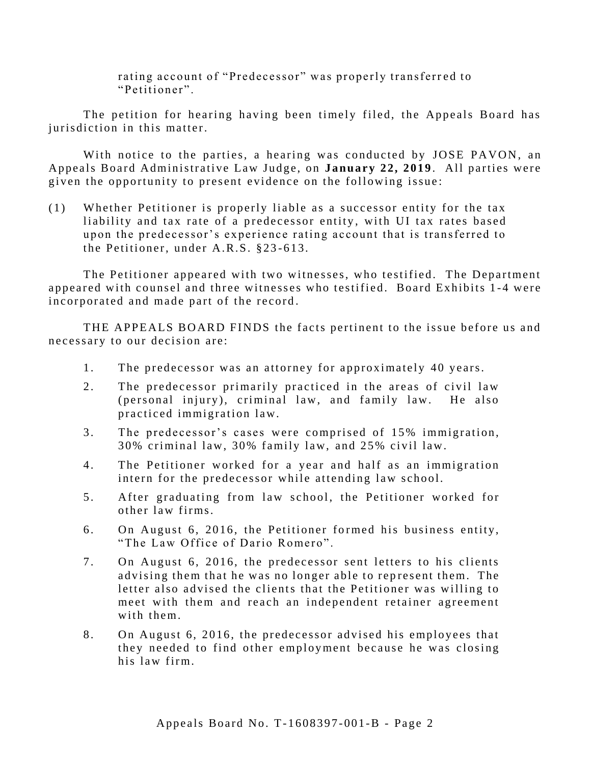rating account of "Predecessor" was properly transferred to "Petitioner".

The petition for hearing having been timely filed, the Appeals Board has jurisdiction in this matter.

With notice to the parties, a hearing was conducted by JOSE PAVON, an Appeals Board Administrative Law Judge, on **January 22, 2019**. All parties were given the opportunity to present evidence on the following issue:

(1) Whether Petitioner is properly liable as a successor entity for the tax liability and tax rate of a predecessor entity, with UI tax rates based upon the predecessor's experience rating account that is transferred to the Petitioner, under A.R.S. §23-613.

The Petitioner appeared with two witnesses, who testified. The Department appeared with counsel and three witnesses who testified. Board Exhibits 1-4 were incorporated and made part of the record.

THE APPEALS BOARD FINDS the facts pertinent to the issue before us and necessary to our decision are:

1. The predecessor was an attorney for approximately 40 years.
2. The predecessor primarily practiced in the areas of civil law (personal injury), criminal law, and family law. He also practiced immigration law.
3. The predecessor's cases were comprised of 15% immigration, 30% criminal law, 30% family law, and 25% civil law.
4. The Petitioner worked for a year and half as an immigration intern for the predecessor while attending law school.
5. After graduating from law school, the Petitioner worked for other law firms.
6. On August 6, 2016, the Petitioner formed his business entity, "The Law Office of Dario Romero".
7. On August 6, 2016, the predecessor sent letters to his clients advising them that he was no longer able to represent them. The letter also advised the clients that the Petitioner was willing to meet with them and reach an independent retainer agreement with them.
8. On August 6, 2016, the predecessor advised his employees that they needed to find other employment because he was closing his law firm.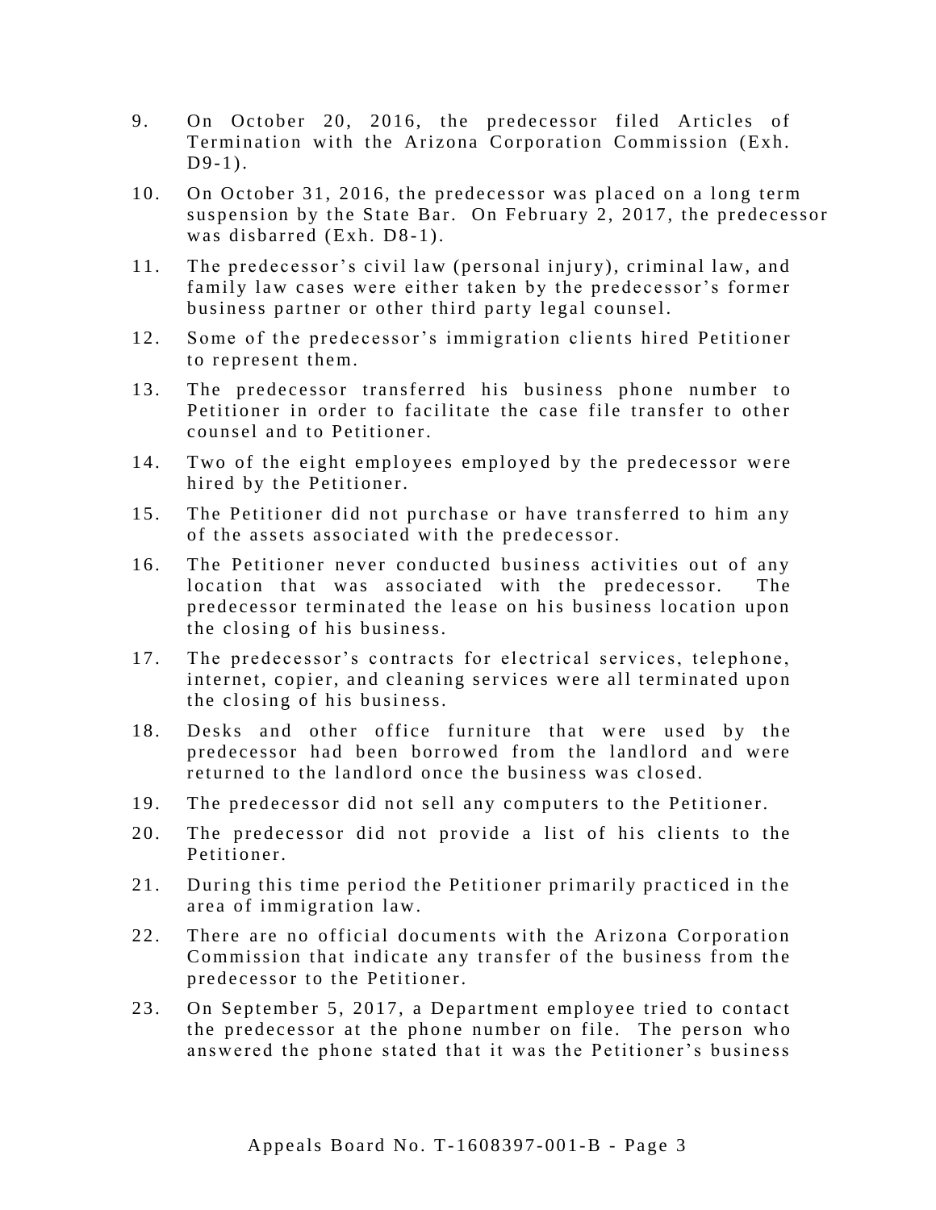9. On October 20, 2016, the predecessor filed Articles of Termination with the Arizona Corporation Commission (Exh. D9-1).

10. On October 31, 2016, the predecessor was placed on a long term suspension by the State Bar. On February 2, 2017, the predecessor was disbarred (Exh. D8-1).

11. The predecessor's civil law (personal injury), criminal law, and family law cases were either taken by the predecessor's former business partner or other third party legal counsel.

12. Some of the predecessor's immigration clients hired Petitioner to represent them.

13. The predecessor transferred his business phone number to Petitioner in order to facilitate the case file transfer to other counsel and to Petitioner.

14. Two of the eight employees employed by the predecessor were hired by the Petitioner.

15. The Petitioner did not purchase or have transferred to him any of the assets associated with the predecessor.

16. The Petitioner never conducted business activities out of any location that was associated with the predecessor. The predecessor terminated the lease on his business location upon the closing of his business.

17. The predecessor's contracts for electrical services, telephone, internet, copier, and cleaning services were all terminated upon the closing of his business.

18. Desks and other office furniture that were used by the predecessor had been borrowed from the landlord and were returned to the landlord once the business was closed.

19. The predecessor did not sell any computers to the Petitioner.

20. The predecessor did not provide a list of his clients to the Petitioner.

21. During this time period the Petitioner primarily practiced in the area of immigration law.

22. There are no official documents with the Arizona Corporation Commission that indicate any transfer of the business from the predecessor to the Petitioner.

23. On September 5, 2017, a Department employee tried to contact the predecessor at the phone number on file. The person who answered the phone stated that it was the Petitioner's business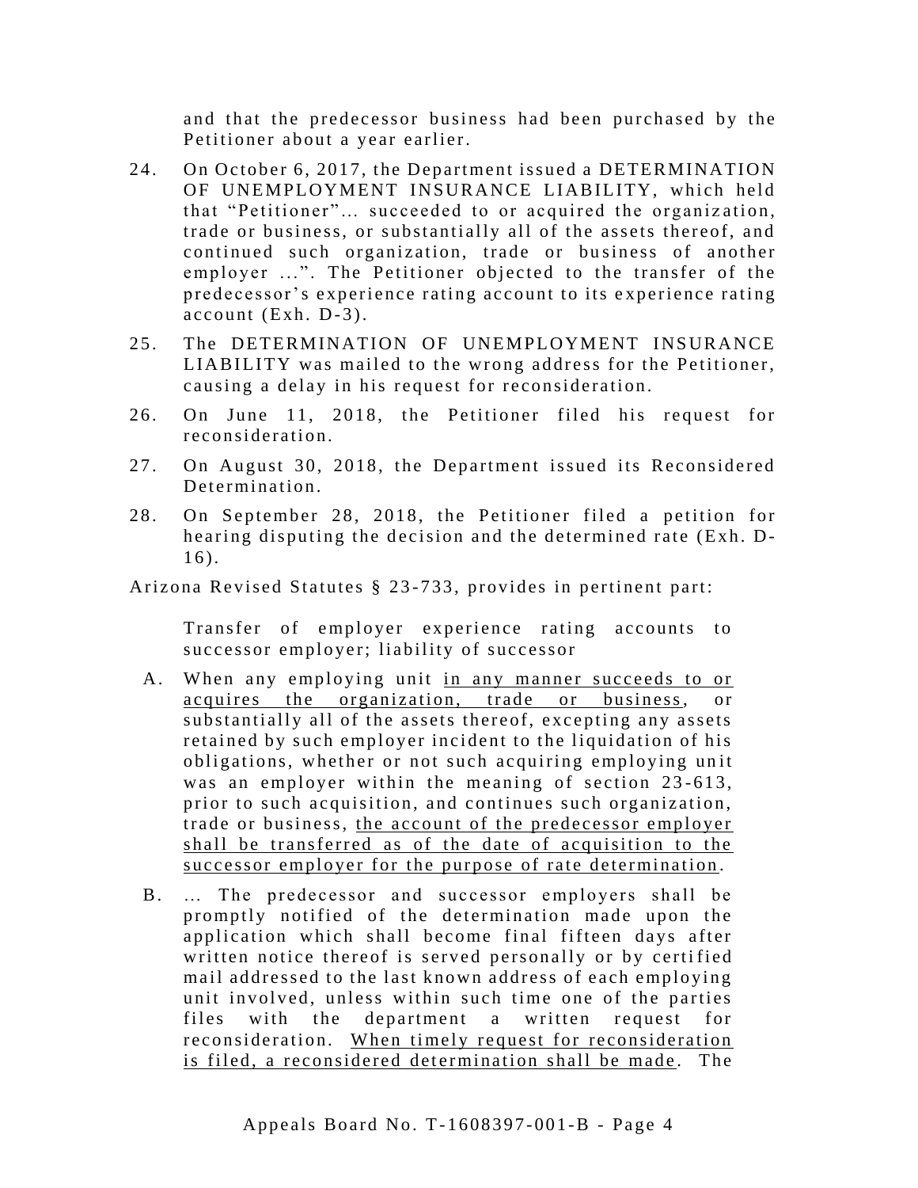and that the predecessor business had been purchased by the Petitioner about a year earlier.

24. On October 6, 2017, the Department issued a DETERMINATION OF UNEMPLOYMENT INSURANCE LIABILITY, which held that "Petitioner"… succeeded to or acquired the organization, trade or business, or substantially all of the assets thereof, and continued such organization, trade or business of another employer …". The Petitioner objected to the transfer of the predecessor's experience rating account to its experience rating account (Exh. D-3).

25. The DETERMINATION OF UNEMPLOYMENT INSURANCE LIABILITY was mailed to the wrong address for the Petitioner, causing a delay in his request for reconsideration.

26. On June 11, 2018, the Petitioner filed his request for reconsideration.

27. On August 30, 2018, the Department issued its Reconsidered Determination.

28. On September 28, 2018, the Petitioner filed a petition for hearing disputing the decision and the determined rate (Exh. D-16).

Arizona Revised Statutes § 23-733, provides in pertinent part:

> Transfer of employer experience rating accounts to successor employer; liability of successor
>
> A. When any employing unit <u>in any manner succeeds to or acquires the organization, trade or business</u>, or substantially all of the assets thereof, excepting any assets retained by such employer incident to the liquidation of his obligations, whether or not such acquiring employing unit was an employer within the meaning of section 23-613, prior to such acquisition, and continues such organization, trade or business, <u>the account of the predecessor employer shall be transferred as of the date of acquisition to the successor employer for the purpose of rate determination</u>.
>
> B. … The predecessor and successor employers shall be promptly notified of the determination made upon the application which shall become final fifteen days after written notice thereof is served personally or by certified mail addressed to the last known address of each employing unit involved, unless within such time one of the parties files with the department a written request for reconsideration. <u>When timely request for reconsideration is filed, a reconsidered determination shall be made</u>. The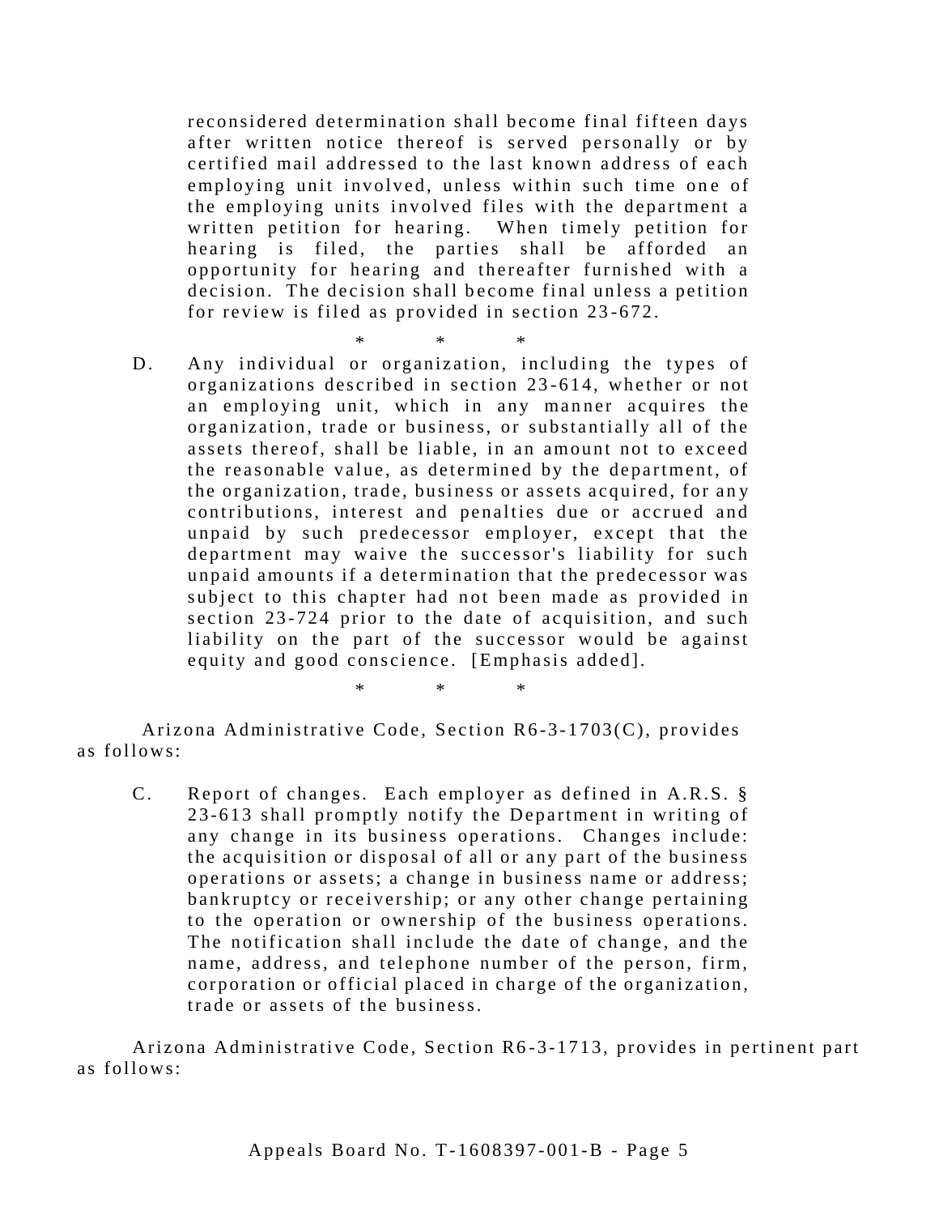reconsidered determination shall become final fifteen days after written notice thereof is served personally or by certified mail addressed to the last known address of each employing unit involved, unless within such time one of the employing units involved files with the department a written petition for hearing. When timely petition for hearing is filed, the parties shall be afforded an opportunity for hearing and thereafter furnished with a decision. The decision shall become final unless a petition for review is filed as provided in section 23-672.

\* \* \*

D. Any individual or organization, including the types of organizations described in section 23-614, whether or not an employing unit, which in any manner acquires the organization, trade or business, or substantially all of the assets thereof, shall be liable, in an amount not to exceed the reasonable value, as determined by the department, of the organization, trade, business or assets acquired, for any contributions, interest and penalties due or accrued and unpaid by such predecessor employer, except that the department may waive the successor's liability for such unpaid amounts if a determination that the predecessor was subject to this chapter had not been made as provided in section 23-724 prior to the date of acquisition, and such liability on the part of the successor would be against equity and good conscience. [Emphasis added].

\* \* \*

Arizona Administrative Code, Section R6-3-1703(C), provides as follows:

C. Report of changes. Each employer as defined in A.R.S. § 23-613 shall promptly notify the Department in writing of any change in its business operations. Changes include: the acquisition or disposal of all or any part of the business operations or assets; a change in business name or address; bankruptcy or receivership; or any other change pertaining to the operation or ownership of the business operations. The notification shall include the date of change, and the name, address, and telephone number of the person, firm, corporation or official placed in charge of the organization, trade or assets of the business.

Arizona Administrative Code, Section R6-3-1713, provides in pertinent part as follows: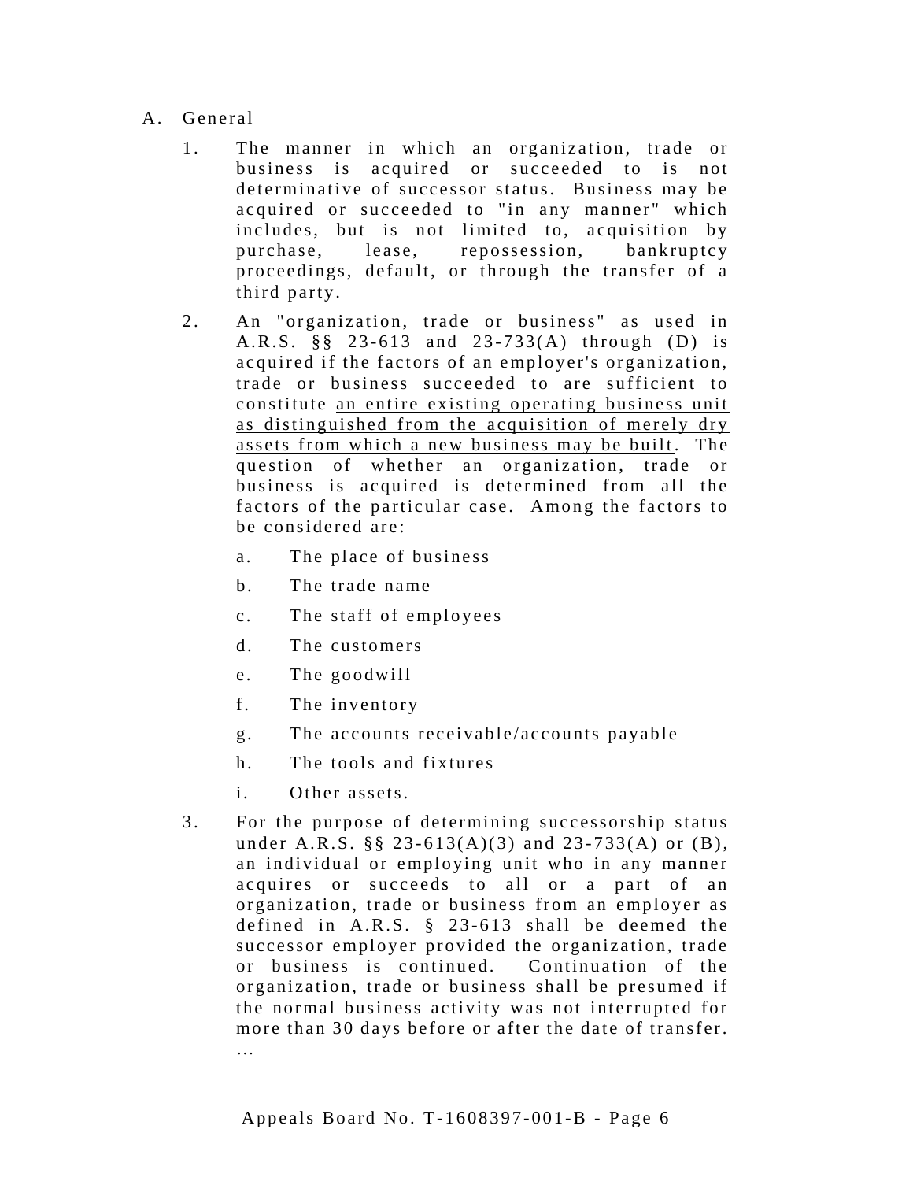A. General

1. The manner in which an organization, trade or business is acquired or succeeded to is not determinative of successor status. Business may be acquired or succeeded to "in any manner" which includes, but is not limited to, acquisition by purchase, lease, repossession, bankruptcy proceedings, default, or through the transfer of a third party.

2. An "organization, trade or business" as used in A.R.S. §§ 23-613 and 23-733(A) through (D) is acquired if the factors of an employer's organization, trade or business succeeded to are sufficient to constitute <u>an entire existing operating business unit as distinguished from the acquisition of merely dry assets from which a new business may be built</u>. The question of whether an organization, trade or business is acquired is determined from all the factors of the particular case. Among the factors to be considered are:

   a. The place of business

   b. The trade name

   c. The staff of employees

   d. The customers

   e. The goodwill

   f. The inventory

   g. The accounts receivable/accounts payable

   h. The tools and fixtures

   i. Other assets.

3. For the purpose of determining successorship status under A.R.S. §§ 23-613(A)(3) and 23-733(A) or (B), an individual or employing unit who in any manner acquires or succeeds to all or a part of an organization, trade or business from an employer as defined in A.R.S. § 23-613 shall be deemed the successor employer provided the organization, trade or business is continued. Continuation of the organization, trade or business shall be presumed if the normal business activity was not interrupted for more than 30 days before or after the date of transfer. …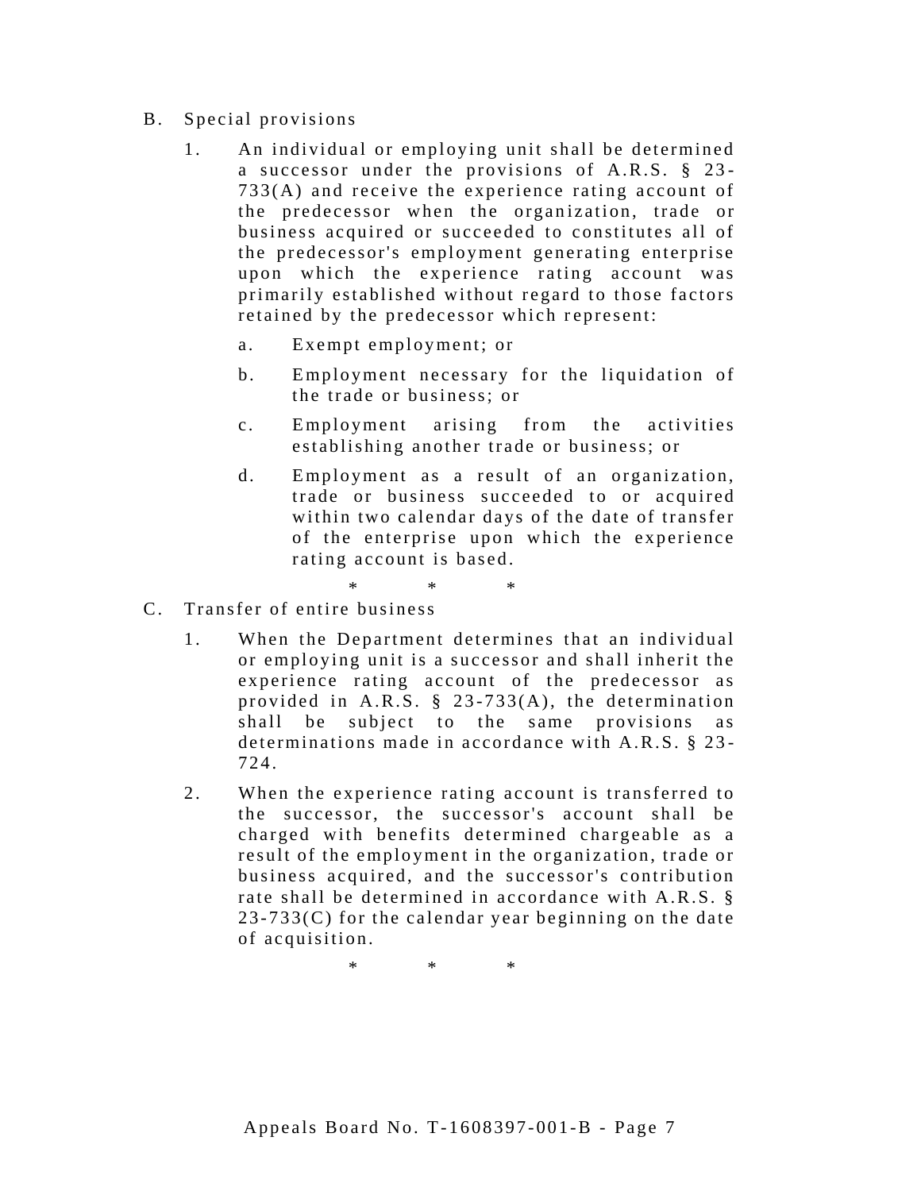B. Special provisions

1. An individual or employing unit shall be determined a successor under the provisions of A.R.S. § 23-733(A) and receive the experience rating account of the predecessor when the organization, trade or business acquired or succeeded to constitutes all of the predecessor's employment generating enterprise upon which the experience rating account was primarily established without regard to those factors retained by the predecessor which represent:

   a. Exempt employment; or

   b. Employment necessary for the liquidation of the trade or business; or

   c. Employment arising from the activities establishing another trade or business; or

   d. Employment as a result of an organization, trade or business succeeded to or acquired within two calendar days of the date of transfer of the enterprise upon which the experience rating account is based.

\* \* \*

C. Transfer of entire business

1. When the Department determines that an individual or employing unit is a successor and shall inherit the experience rating account of the predecessor as provided in A.R.S. § 23-733(A), the determination shall be subject to the same provisions as determinations made in accordance with A.R.S. § 23-724.

2. When the experience rating account is transferred to the successor, the successor's account shall be charged with benefits determined chargeable as a result of the employment in the organization, trade or business acquired, and the successor's contribution rate shall be determined in accordance with A.R.S. § 23-733(C) for the calendar year beginning on the date of acquisition.

\* \* \*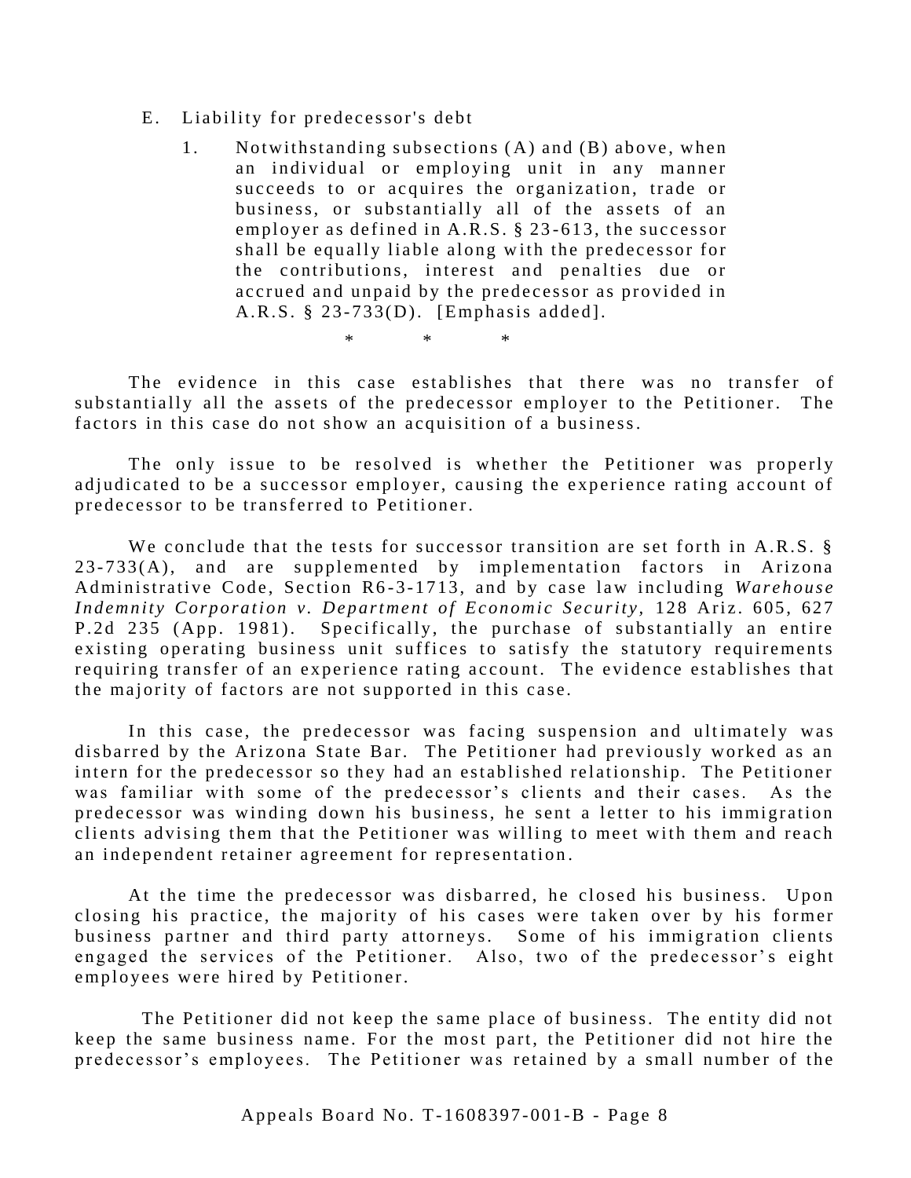E. Liability for predecessor's debt

   1. Notwithstanding subsections (A) and (B) above, when an individual or employing unit in any manner succeeds to or acquires the organization, trade or business, or substantially all of the assets of an employer as defined in A.R.S. § 23-613, the successor shall be equally liable along with the predecessor for the contributions, interest and penalties due or accrued and unpaid by the predecessor as provided in A.R.S. § 23-733(D). [Emphasis added].

\* \* \*

The evidence in this case establishes that there was no transfer of substantially all the assets of the predecessor employer to the Petitioner. The factors in this case do not show an acquisition of a business.

The only issue to be resolved is whether the Petitioner was properly adjudicated to be a successor employer, causing the experience rating account of predecessor to be transferred to Petitioner.

We conclude that the tests for successor transition are set forth in A.R.S. § 23-733(A), and are supplemented by implementation factors in Arizona Administrative Code, Section R6-3-1713, and by case law including *Warehouse Indemnity Corporation v. Department of Economic Security*, 128 Ariz. 605, 627 P.2d 235 (App. 1981). Specifically, the purchase of substantially an entire existing operating business unit suffices to satisfy the statutory requirements requiring transfer of an experience rating account. The evidence establishes that the majority of factors are not supported in this case.

In this case, the predecessor was facing suspension and ultimately was disbarred by the Arizona State Bar. The Petitioner had previously worked as an intern for the predecessor so they had an established relationship. The Petitioner was familiar with some of the predecessor's clients and their cases. As the predecessor was winding down his business, he sent a letter to his immigration clients advising them that the Petitioner was willing to meet with them and reach an independent retainer agreement for representation.

At the time the predecessor was disbarred, he closed his business. Upon closing his practice, the majority of his cases were taken over by his former business partner and third party attorneys. Some of his immigration clients engaged the services of the Petitioner. Also, two of the predecessor's eight employees were hired by Petitioner.

The Petitioner did not keep the same place of business. The entity did not keep the same business name. For the most part, the Petitioner did not hire the predecessor's employees. The Petitioner was retained by a small number of the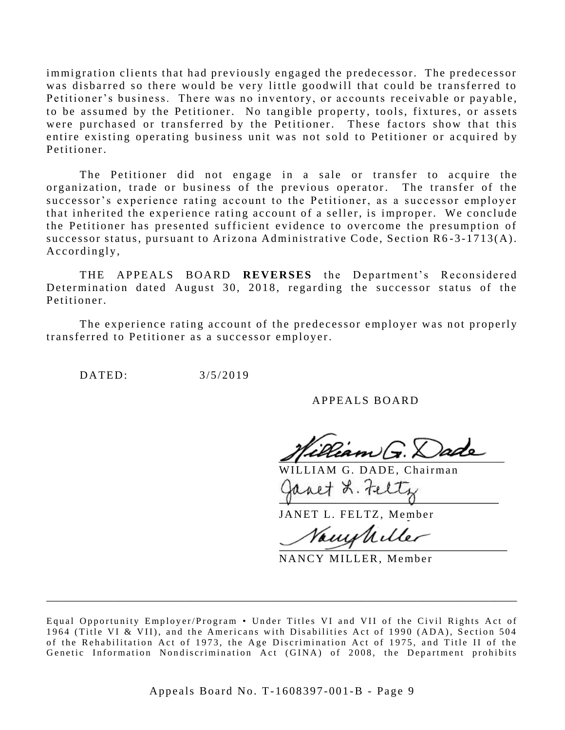immigration clients that had previously engaged the predecessor. The predecessor was disbarred so there would be very little goodwill that could be transferred to Petitioner's business. There was no inventory, or accounts receivable or payable, to be assumed by the Petitioner. No tangible property, tools, fixtures, or assets were purchased or transferred by the Petitioner. These factors show that this entire existing operating business unit was not sold to Petitioner or acquired by Petitioner.

The Petitioner did not engage in a sale or transfer to acquire the organization, trade or business of the previous operator. The transfer of the successor's experience rating account to the Petitioner, as a successor employer that inherited the experience rating account of a seller, is improper. We conclude the Petitioner has presented sufficient evidence to overcome the presumption of successor status, pursuant to Arizona Administrative Code, Section R6-3-1713(A). Accordingly,

THE APPEALS BOARD **REVERSES** the Department's Reconsidered Determination dated August 30, 2018, regarding the successor status of the Petitioner.

The experience rating account of the predecessor employer was not properly transferred to Petitioner as a successor employer.

DATED: 3/5/2019

APPEALS BOARD

WILLIAM G. DADE, Chairman

JANET L. FELTZ, Member

NANCY MILLER, Member

---

Equal Opportunity Employer/Program • Under Titles VI and VII of the Civil Rights Act of 1964 (Title VI & VII), and the Americans with Disabilities Act of 1990 (ADA), Section 504 of the Rehabilitation Act of 1973, the Age Discrimination Act of 1975, and Title II of the Genetic Information Nondiscrimination Act (GINA) of 2008, the Department prohibits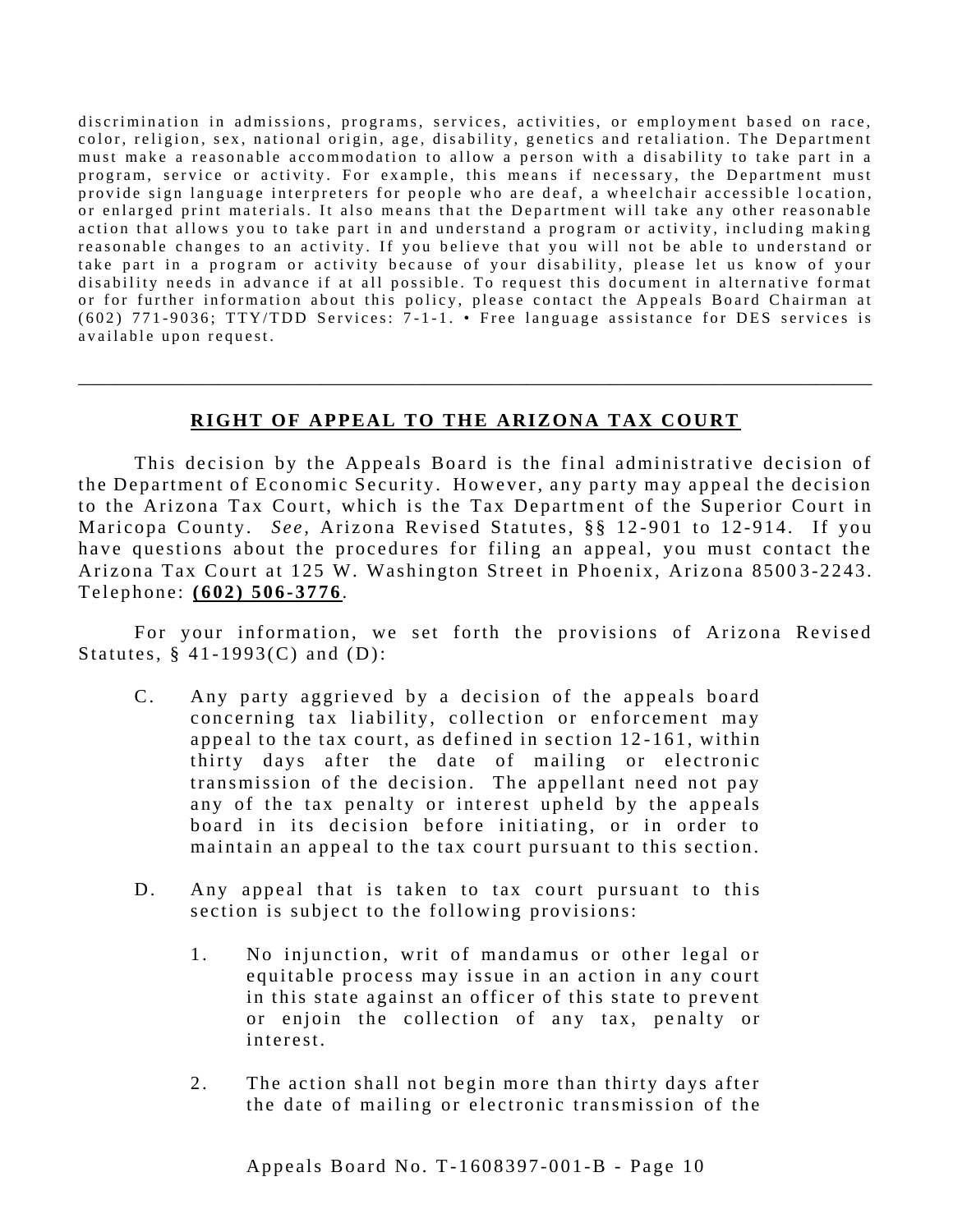discrimination in admissions, programs, services, activities, or employment based on race, color, religion, sex, national origin, age, disability, genetics and retaliation. The Department must make a reasonable accommodation to allow a person with a disability to take part in a program, service or activity. For example, this means if necessary, the Department must provide sign language interpreters for people who are deaf, a wheelchair accessible location, or enlarged print materials. It also means that the Department will take any other reasonable action that allows you to take part in and understand a program or activity, including making reasonable changes to an activity. If you believe that you will not be able to understand or take part in a program or activity because of your disability, please let us know of your disability needs in advance if at all possible. To request this document in alternative format or for further information about this policy, please contact the Appeals Board Chairman at (602) 771-9036; TTY/TDD Services: 7-1-1. • Free language assistance for DES services is available upon request.

---

## RIGHT OF APPEAL TO THE ARIZONA TAX COURT

This decision by the Appeals Board is the final administrative decision of the Department of Economic Security. However, any party may appeal the decision to the Arizona Tax Court, which is the Tax Department of the Superior Court in Maricopa County. *See,* Arizona Revised Statutes, §§ 12-901 to 12-914. If you have questions about the procedures for filing an appeal, you must contact the Arizona Tax Court at 125 W. Washington Street in Phoenix, Arizona 85003-2243. Telephone: **(602) 506-3776**.

For your information, we set forth the provisions of Arizona Revised Statutes, § 41-1993(C) and (D):

C. Any party aggrieved by a decision of the appeals board concerning tax liability, collection or enforcement may appeal to the tax court, as defined in section 12-161, within thirty days after the date of mailing or electronic transmission of the decision. The appellant need not pay any of the tax penalty or interest upheld by the appeals board in its decision before initiating, or in order to maintain an appeal to the tax court pursuant to this section.

D. Any appeal that is taken to tax court pursuant to this section is subject to the following provisions:

1. No injunction, writ of mandamus or other legal or equitable process may issue in an action in any court in this state against an officer of this state to prevent or enjoin the collection of any tax, penalty or interest.

2. The action shall not begin more than thirty days after the date of mailing or electronic transmission of the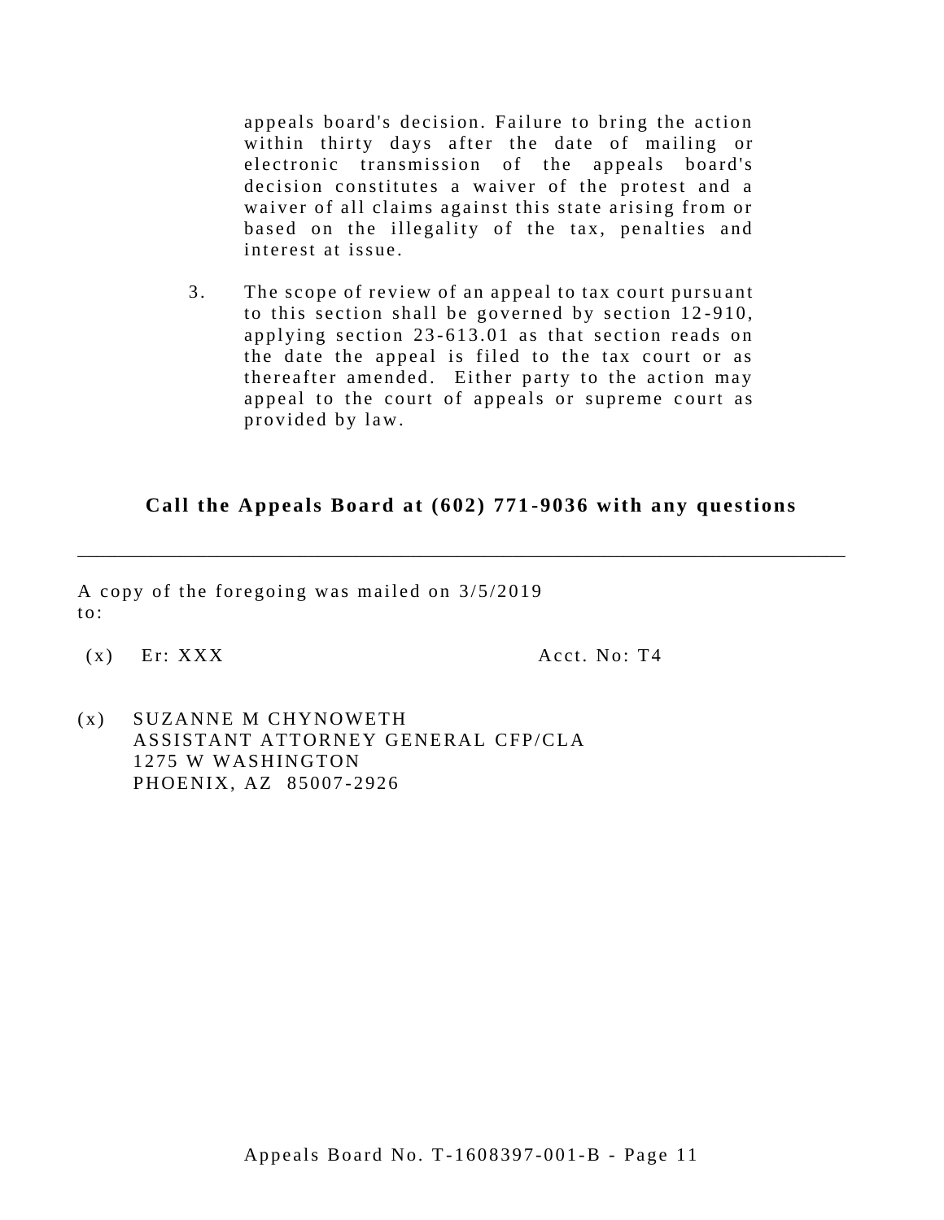appeals board's decision. Failure to bring the action within thirty days after the date of mailing or electronic transmission of the appeals board's decision constitutes a waiver of the protest and a waiver of all claims against this state arising from or based on the illegality of the tax, penalties and interest at issue.

3. The scope of review of an appeal to tax court pursuant to this section shall be governed by section 12-910, applying section 23-613.01 as that section reads on the date the appeal is filed to the tax court or as thereafter amended. Either party to the action may appeal to the court of appeals or supreme court as provided by law.

**Call the Appeals Board at (602) 771-9036 with any questions**

---

A copy of the foregoing was mailed on 3/5/2019 to:

(x) Er: XXX Acct. No: T4

(x) SUZANNE M CHYNOWETH
ASSISTANT ATTORNEY GENERAL CFP/CLA
1275 W WASHINGTON
PHOENIX, AZ 85007-2926

Appeals Board No. T-1608397-001-B - Page 11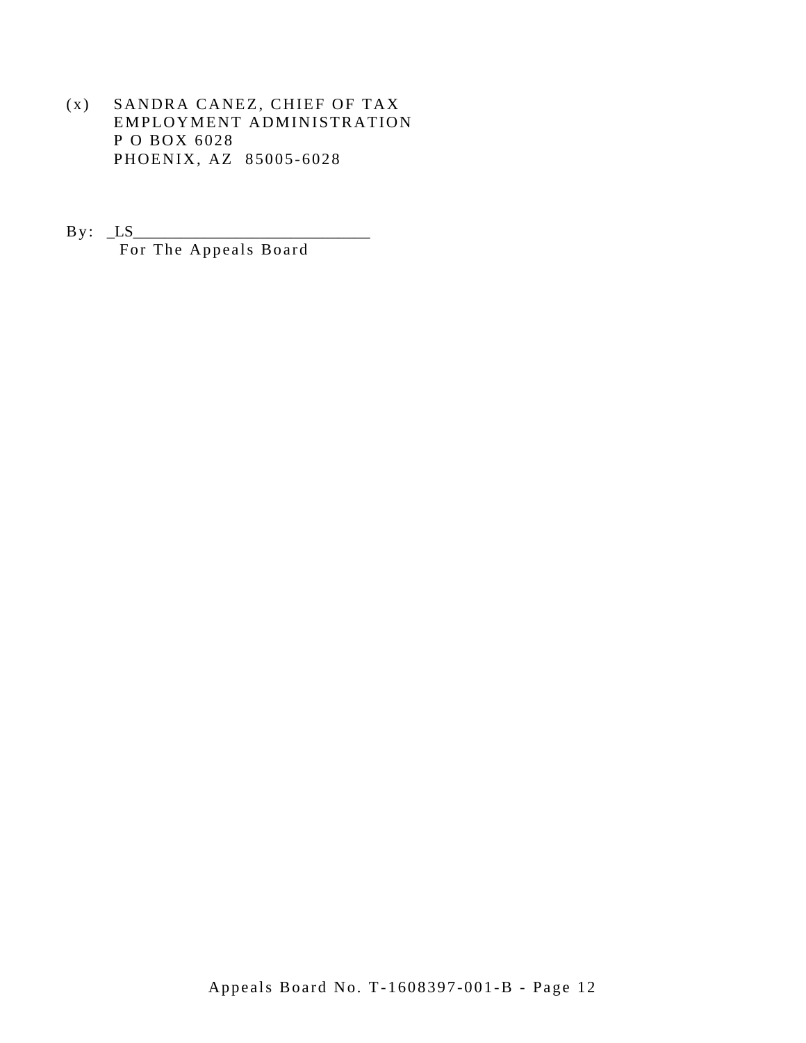(x) SANDRA CANEZ, CHIEF OF TAX
EMPLOYMENT ADMINISTRATION
P O BOX 6028
PHOENIX, AZ 85005-6028

By: _LS____________________________
For The Appeals Board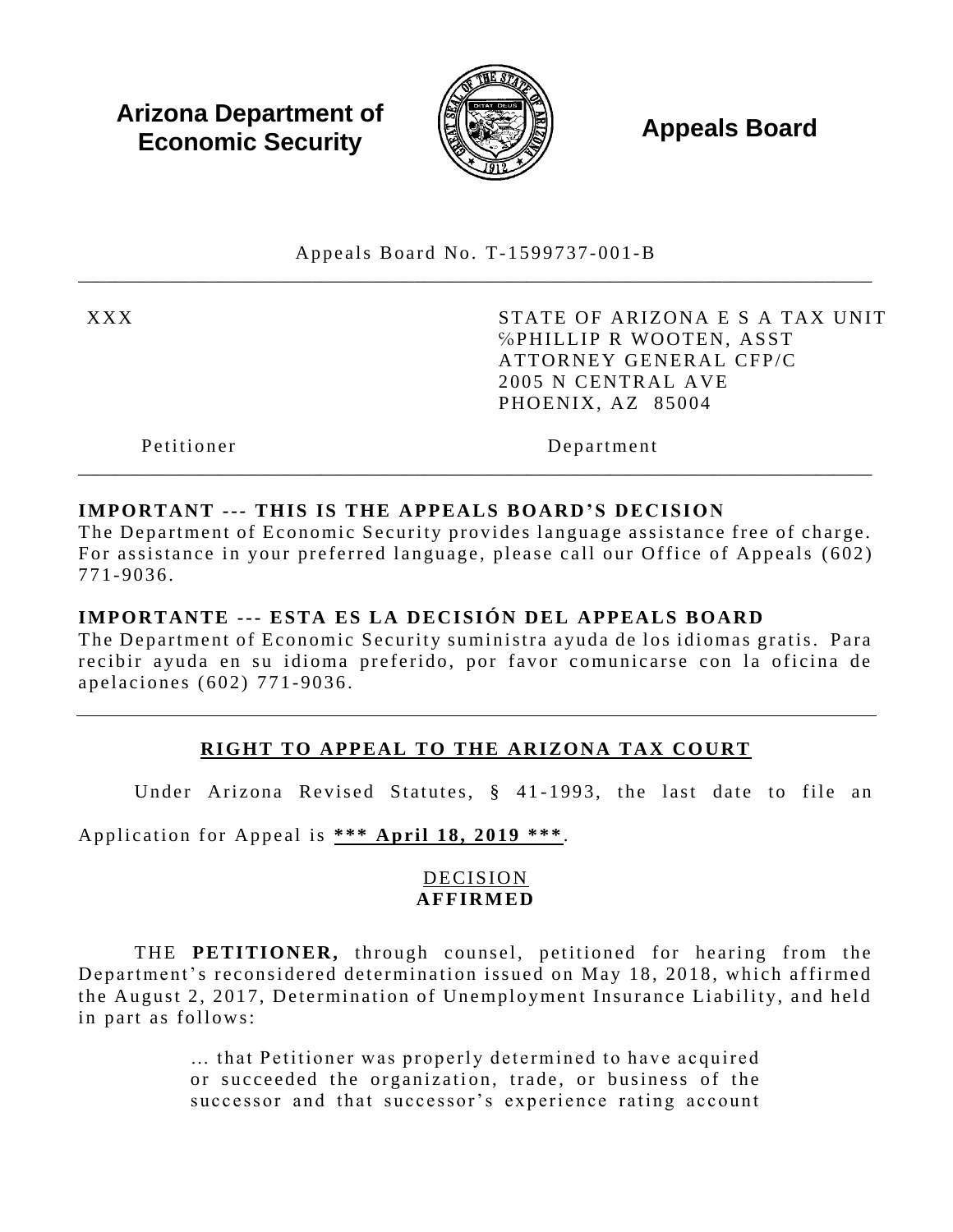**Arizona Department of Economic Security**

**Appeals Board**

Appeals Board No. T-1599737-001-B

---

| XXX | STATE OF ARIZONA E S A TAX UNIT<br>%PHILLIP R WOOTEN, ASST<br>ATTORNEY GENERAL CFP/C<br>2005 N CENTRAL AVE<br>PHOENIX, AZ 85004 |
|---|---|
| Petitioner | Department |

---

**IMPORTANT --- THIS IS THE APPEALS BOARD'S DECISION**
The Department of Economic Security provides language assistance free of charge. For assistance in your preferred language, please call our Office of Appeals (602) 771-9036.

**IMPORTANTE --- ESTA ES LA DECISIÓN DEL APPEALS BOARD**
The Department of Economic Security suministra ayuda de los idiomas gratis. Para recibir ayuda en su idioma preferido, por favor comunicarse con la oficina de apelaciones (602) 771-9036.

---

## RIGHT TO APPEAL TO THE ARIZONA TAX COURT

Under Arizona Revised Statutes, § 41-1993, the last date to file an Application for Appeal is ***\*\*\* April 18, 2019 \*\*\****.

## DECISION
## AFFIRMED

THE **PETITIONER,** through counsel, petitioned for hearing from the Department's reconsidered determination issued on May 18, 2018, which affirmed the August 2, 2017, Determination of Unemployment Insurance Liability, and held in part as follows:

> … that Petitioner was properly determined to have acquired or succeeded the organization, trade, or business of the successor and that successor's experience rating account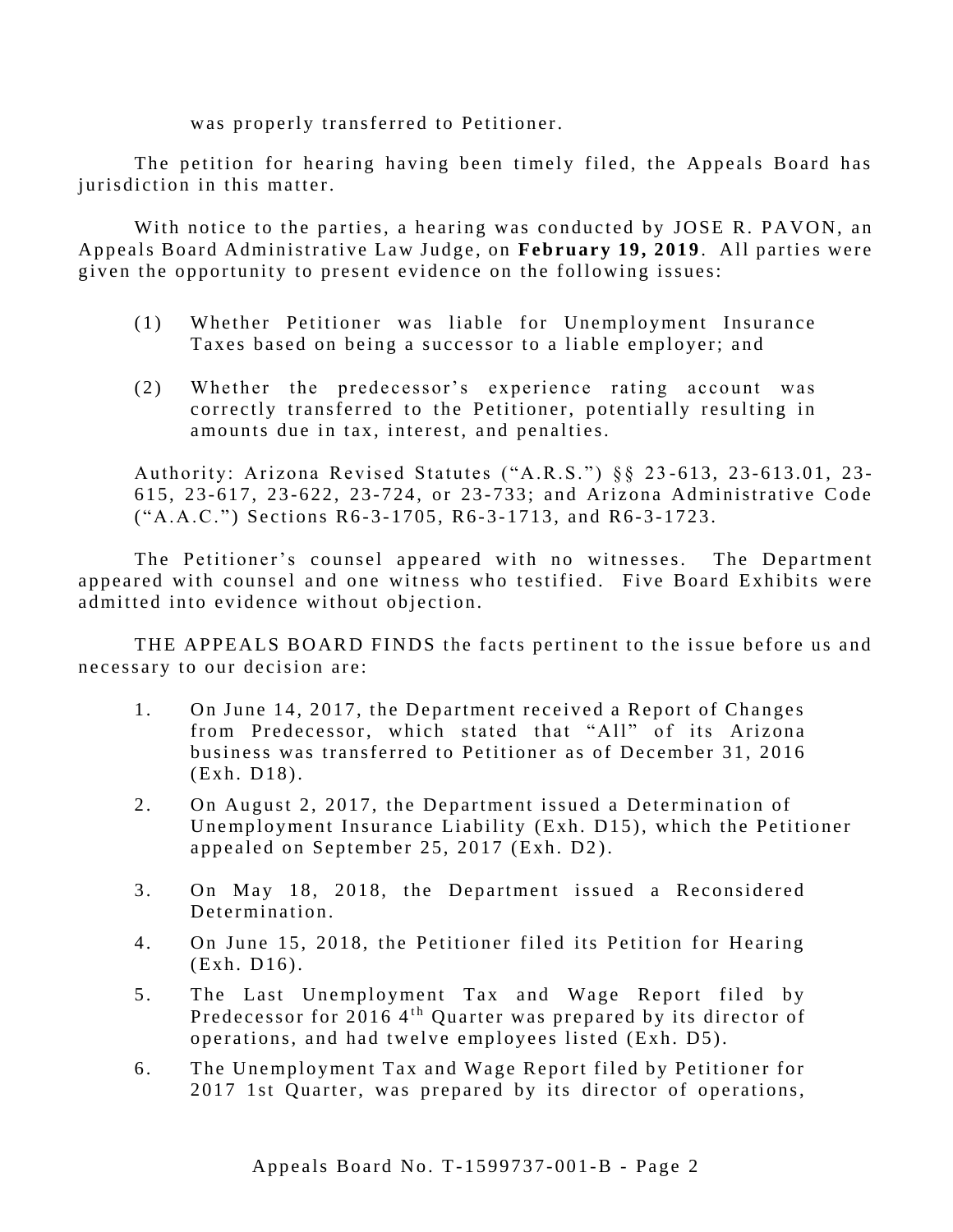was properly transferred to Petitioner.

The petition for hearing having been timely filed, the Appeals Board has jurisdiction in this matter.

With notice to the parties, a hearing was conducted by JOSE R. PAVON, an Appeals Board Administrative Law Judge, on **February 19, 2019**. All parties were given the opportunity to present evidence on the following issues:

(1) Whether Petitioner was liable for Unemployment Insurance Taxes based on being a successor to a liable employer; and

(2) Whether the predecessor's experience rating account was correctly transferred to the Petitioner, potentially resulting in amounts due in tax, interest, and penalties.

Authority: Arizona Revised Statutes ("A.R.S.") §§ 23-613, 23-613.01, 23-615, 23-617, 23-622, 23-724, or 23-733; and Arizona Administrative Code ("A.A.C.") Sections R6-3-1705, R6-3-1713, and R6-3-1723.

The Petitioner's counsel appeared with no witnesses. The Department appeared with counsel and one witness who testified. Five Board Exhibits were admitted into evidence without objection.

THE APPEALS BOARD FINDS the facts pertinent to the issue before us and necessary to our decision are:

1. On June 14, 2017, the Department received a Report of Changes from Predecessor, which stated that "All" of its Arizona business was transferred to Petitioner as of December 31, 2016 (Exh. D18).

2. On August 2, 2017, the Department issued a Determination of Unemployment Insurance Liability (Exh. D15), which the Petitioner appealed on September 25, 2017 (Exh. D2).

3. On May 18, 2018, the Department issued a Reconsidered Determination.

4. On June 15, 2018, the Petitioner filed its Petition for Hearing (Exh. D16).

5. The Last Unemployment Tax and Wage Report filed by Predecessor for 2016 4th Quarter was prepared by its director of operations, and had twelve employees listed (Exh. D5).

6. The Unemployment Tax and Wage Report filed by Petitioner for 2017 1st Quarter, was prepared by its director of operations,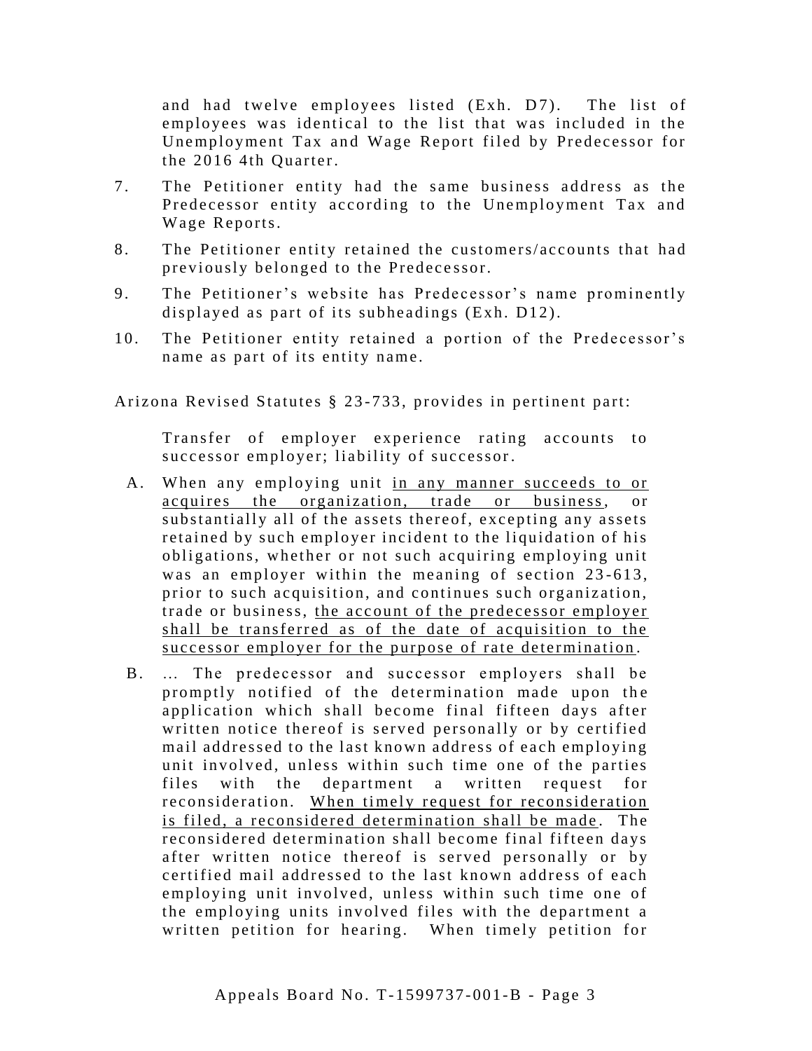and had twelve employees listed (Exh. D7). The list of employees was identical to the list that was included in the Unemployment Tax and Wage Report filed by Predecessor for the 2016 4th Quarter.

7. The Petitioner entity had the same business address as the Predecessor entity according to the Unemployment Tax and Wage Reports.

8. The Petitioner entity retained the customers/accounts that had previously belonged to the Predecessor.

9. The Petitioner's website has Predecessor's name prominently displayed as part of its subheadings (Exh. D12).

10. The Petitioner entity retained a portion of the Predecessor's name as part of its entity name.

Arizona Revised Statutes § 23-733, provides in pertinent part:

> Transfer of employer experience rating accounts to successor employer; liability of successor.
>
> A. When any employing unit <u>in any manner succeeds to or acquires the organization, trade or business</u>, or substantially all of the assets thereof, excepting any assets retained by such employer incident to the liquidation of his obligations, whether or not such acquiring employing unit was an employer within the meaning of section 23-613, prior to such acquisition, and continues such organization, trade or business, <u>the account of the predecessor employer shall be transferred as of the date of acquisition to the successor employer for the purpose of rate determination</u>.
>
> B. … The predecessor and successor employers shall be promptly notified of the determination made upon the application which shall become final fifteen days after written notice thereof is served personally or by certified mail addressed to the last known address of each employing unit involved, unless within such time one of the parties files with the department a written request for reconsideration. <u>When timely request for reconsideration is filed, a reconsidered determination shall be made</u>. The reconsidered determination shall become final fifteen days after written notice thereof is served personally or by certified mail addressed to the last known address of each employing unit involved, unless within such time one of the employing units involved files with the department a written petition for hearing. When timely petition for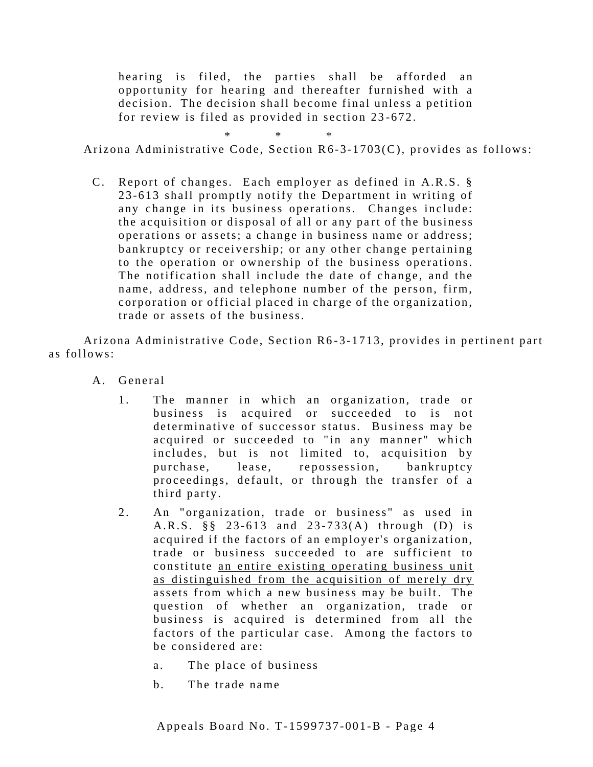hearing is filed, the parties shall be afforded an opportunity for hearing and thereafter furnished with a decision. The decision shall become final unless a petition for review is filed as provided in section 23-672.

\* \* \*

Arizona Administrative Code, Section R6-3-1703(C), provides as follows:

> C. Report of changes. Each employer as defined in A.R.S. § 23-613 shall promptly notify the Department in writing of any change in its business operations. Changes include: the acquisition or disposal of all or any part of the business operations or assets; a change in business name or address; bankruptcy or receivership; or any other change pertaining to the operation or ownership of the business operations. The notification shall include the date of change, and the name, address, and telephone number of the person, firm, corporation or official placed in charge of the organization, trade or assets of the business.

Arizona Administrative Code, Section R6-3-1713, provides in pertinent part as follows:

> A. General
>
> 1. The manner in which an organization, trade or business is acquired or succeeded to is not determinative of successor status. Business may be acquired or succeeded to "in any manner" which includes, but is not limited to, acquisition by purchase, lease, repossession, bankruptcy proceedings, default, or through the transfer of a third party.
>
> 2. An "organization, trade or business" as used in A.R.S. §§ 23-613 and 23-733(A) through (D) is acquired if the factors of an employer's organization, trade or business succeeded to are sufficient to constitute <u>an entire existing operating business unit as distinguished from the acquisition of merely dry assets from which a new business may be built</u>. The question of whether an organization, trade or business is acquired is determined from all the factors of the particular case. Among the factors to be considered are:
>
>    a. The place of business
>
>    b. The trade name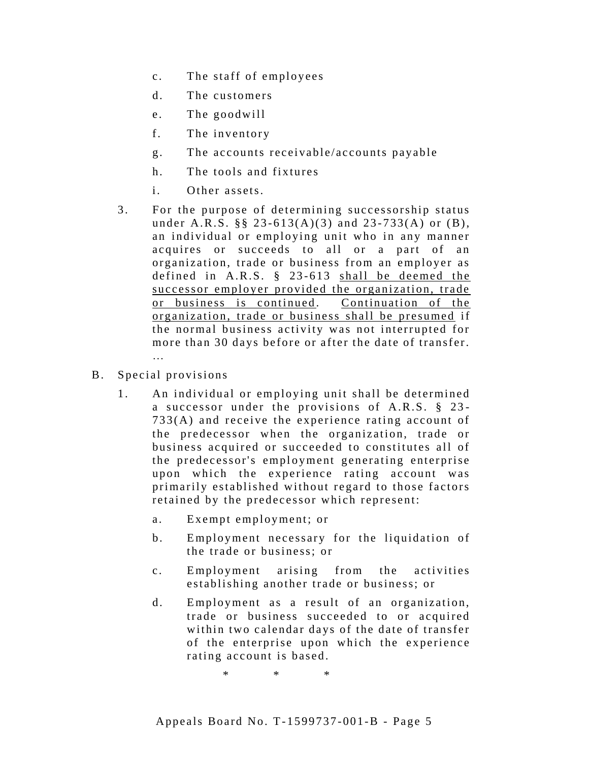c. The staff of employees

d. The customers

e. The goodwill

f. The inventory

g. The accounts receivable/accounts payable

h. The tools and fixtures

i. Other assets.

3. For the purpose of determining successorship status under A.R.S. §§ 23-613(A)(3) and 23-733(A) or (B), an individual or employing unit who in any manner acquires or succeeds to all or a part of an organization, trade or business from an employer as defined in A.R.S. § 23-613 <u>shall be deemed the successor employer provided the organization, trade or business is continued</u>. <u>Continuation of the organization, trade or business shall be presumed</u> if the normal business activity was not interrupted for more than 30 days before or after the date of transfer. …

B. Special provisions

1. An individual or employing unit shall be determined a successor under the provisions of A.R.S. § 23-733(A) and receive the experience rating account of the predecessor when the organization, trade or business acquired or succeeded to constitutes all of the predecessor's employment generating enterprise upon which the experience rating account was primarily established without regard to those factors retained by the predecessor which represent:

   a. Exempt employment; or

   b. Employment necessary for the liquidation of the trade or business; or

   c. Employment arising from the activities establishing another trade or business; or

   d. Employment as a result of an organization, trade or business succeeded to or acquired within two calendar days of the date of transfer of the enterprise upon which the experience rating account is based.

\* \* \*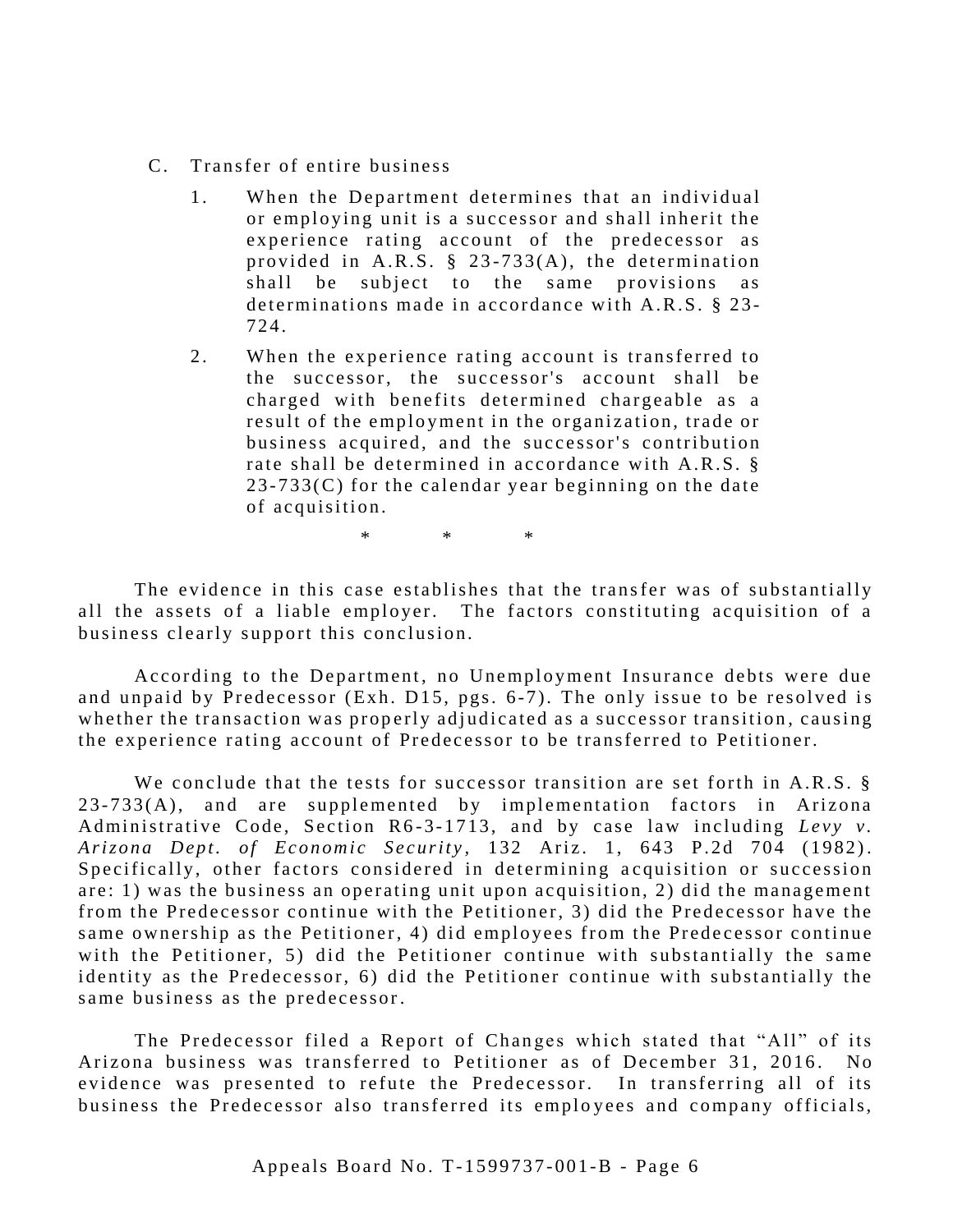C. Transfer of entire business

1. When the Department determines that an individual or employing unit is a successor and shall inherit the experience rating account of the predecessor as provided in A.R.S. § 23-733(A), the determination shall be subject to the same provisions as determinations made in accordance with A.R.S. § 23-724.

2. When the experience rating account is transferred to the successor, the successor's account shall be charged with benefits determined chargeable as a result of the employment in the organization, trade or business acquired, and the successor's contribution rate shall be determined in accordance with A.R.S. § 23-733(C) for the calendar year beginning on the date of acquisition.

\* \* \*

The evidence in this case establishes that the transfer was of substantially all the assets of a liable employer. The factors constituting acquisition of a business clearly support this conclusion.

According to the Department, no Unemployment Insurance debts were due and unpaid by Predecessor (Exh. D15, pgs. 6-7). The only issue to be resolved is whether the transaction was properly adjudicated as a successor transition, causing the experience rating account of Predecessor to be transferred to Petitioner.

We conclude that the tests for successor transition are set forth in A.R.S. § 23-733(A), and are supplemented by implementation factors in Arizona Administrative Code, Section R6-3-1713, and by case law including *Levy v. Arizona Dept. of Economic Security*, 132 Ariz. 1, 643 P.2d 704 (1982). Specifically, other factors considered in determining acquisition or succession are: 1) was the business an operating unit upon acquisition, 2) did the management from the Predecessor continue with the Petitioner, 3) did the Predecessor have the same ownership as the Petitioner, 4) did employees from the Predecessor continue with the Petitioner, 5) did the Petitioner continue with substantially the same identity as the Predecessor, 6) did the Petitioner continue with substantially the same business as the predecessor.

The Predecessor filed a Report of Changes which stated that "All" of its Arizona business was transferred to Petitioner as of December 31, 2016. No evidence was presented to refute the Predecessor. In transferring all of its business the Predecessor also transferred its employees and company officials,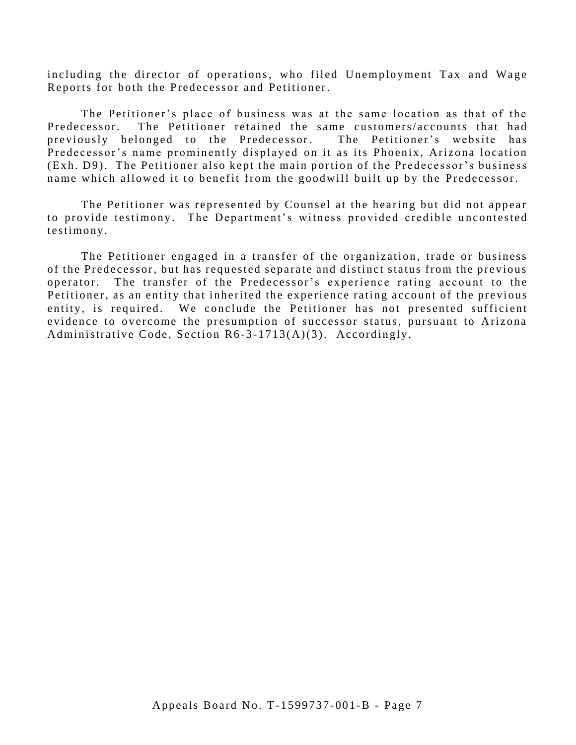including the director of operations, who filed Unemployment Tax and Wage Reports for both the Predecessor and Petitioner.

The Petitioner's place of business was at the same location as that of the Predecessor. The Petitioner retained the same customers/accounts that had previously belonged to the Predecessor. The Petitioner's website has Predecessor's name prominently displayed on it as its Phoenix, Arizona location (Exh. D9). The Petitioner also kept the main portion of the Predecessor's business name which allowed it to benefit from the goodwill built up by the Predecessor.

The Petitioner was represented by Counsel at the hearing but did not appear to provide testimony. The Department's witness provided credible uncontested testimony.

The Petitioner engaged in a transfer of the organization, trade or business of the Predecessor, but has requested separate and distinct status from the previous operator. The transfer of the Predecessor's experience rating account to the Petitioner, as an entity that inherited the experience rating account of the previous entity, is required. We conclude the Petitioner has not presented sufficient evidence to overcome the presumption of successor status, pursuant to Arizona Administrative Code, Section R6-3-1713(A)(3). Accordingly,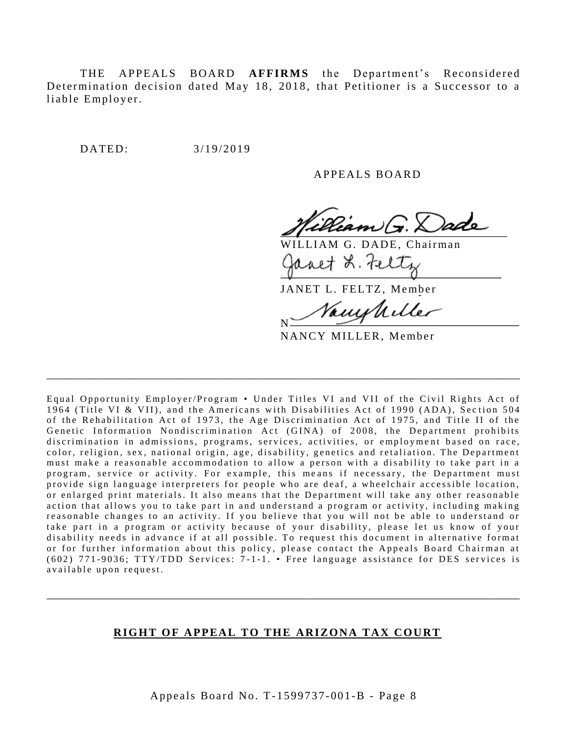THE APPEALS BOARD **AFFIRMS** the Department's Reconsidered Determination decision dated May 18, 2018, that Petitioner is a Successor to a liable Employer.

DATED: 3/19/2019

APPEALS BOARD

WILLIAM G. DADE, Chairman

JANET L. FELTZ, Member

NANCY MILLER, Member

---

Equal Opportunity Employer/Program • Under Titles VI and VII of the Civil Rights Act of 1964 (Title VI & VII), and the Americans with Disabilities Act of 1990 (ADA), Section 504 of the Rehabilitation Act of 1973, the Age Discrimination Act of 1975, and Title II of the Genetic Information Nondiscrimination Act (GINA) of 2008, the Department prohibits discrimination in admissions, programs, services, activities, or employment based on race, color, religion, sex, national origin, age, disability, genetics and retaliation. The Department must make a reasonable accommodation to allow a person with a disability to take part in a program, service or activity. For example, this means if necessary, the Department must provide sign language interpreters for people who are deaf, a wheelchair accessible location, or enlarged print materials. It also means that the Department will take any other reasonable action that allows you to take part in and understand a program or activity, including making reasonable changes to an activity. If you believe that you will not be able to understand or take part in a program or activity because of your disability, please let us know of your disability needs in advance if at all possible. To request this document in alternative format or for further information about this policy, please contact the Appeals Board Chairman at (602) 771-9036; TTY/TDD Services: 7-1-1. • Free language assistance for DES services is available upon request.

---

**RIGHT OF APPEAL TO THE ARIZONA TAX COURT**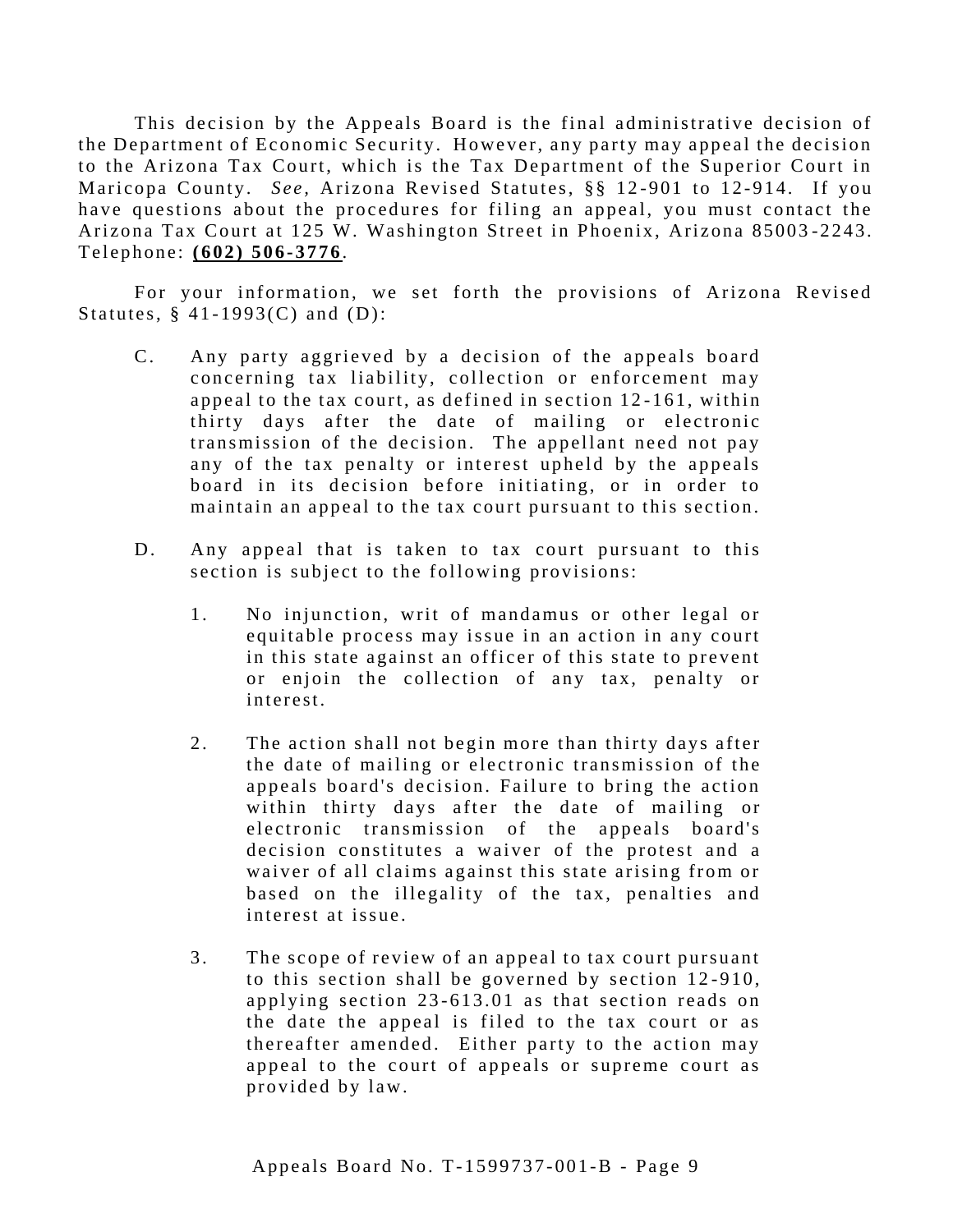This decision by the Appeals Board is the final administrative decision of the Department of Economic Security. However, any party may appeal the decision to the Arizona Tax Court, which is the Tax Department of the Superior Court in Maricopa County. *See*, Arizona Revised Statutes, §§ 12-901 to 12-914. If you have questions about the procedures for filing an appeal, you must contact the Arizona Tax Court at 125 W. Washington Street in Phoenix, Arizona 85003-2243. Telephone: **(602) 506-3776**.

For your information, we set forth the provisions of Arizona Revised Statutes, § 41-1993(C) and (D):

> C. Any party aggrieved by a decision of the appeals board concerning tax liability, collection or enforcement may appeal to the tax court, as defined in section 12-161, within thirty days after the date of mailing or electronic transmission of the decision. The appellant need not pay any of the tax penalty or interest upheld by the appeals board in its decision before initiating, or in order to maintain an appeal to the tax court pursuant to this section.
>
> D. Any appeal that is taken to tax court pursuant to this section is subject to the following provisions:
>
> 1. No injunction, writ of mandamus or other legal or equitable process may issue in an action in any court in this state against an officer of this state to prevent or enjoin the collection of any tax, penalty or interest.
>
> 2. The action shall not begin more than thirty days after the date of mailing or electronic transmission of the appeals board's decision. Failure to bring the action within thirty days after the date of mailing or electronic transmission of the appeals board's decision constitutes a waiver of the protest and a waiver of all claims against this state arising from or based on the illegality of the tax, penalties and interest at issue.
>
> 3. The scope of review of an appeal to tax court pursuant to this section shall be governed by section 12-910, applying section 23-613.01 as that section reads on the date the appeal is filed to the tax court or as thereafter amended. Either party to the action may appeal to the court of appeals or supreme court as provided by law.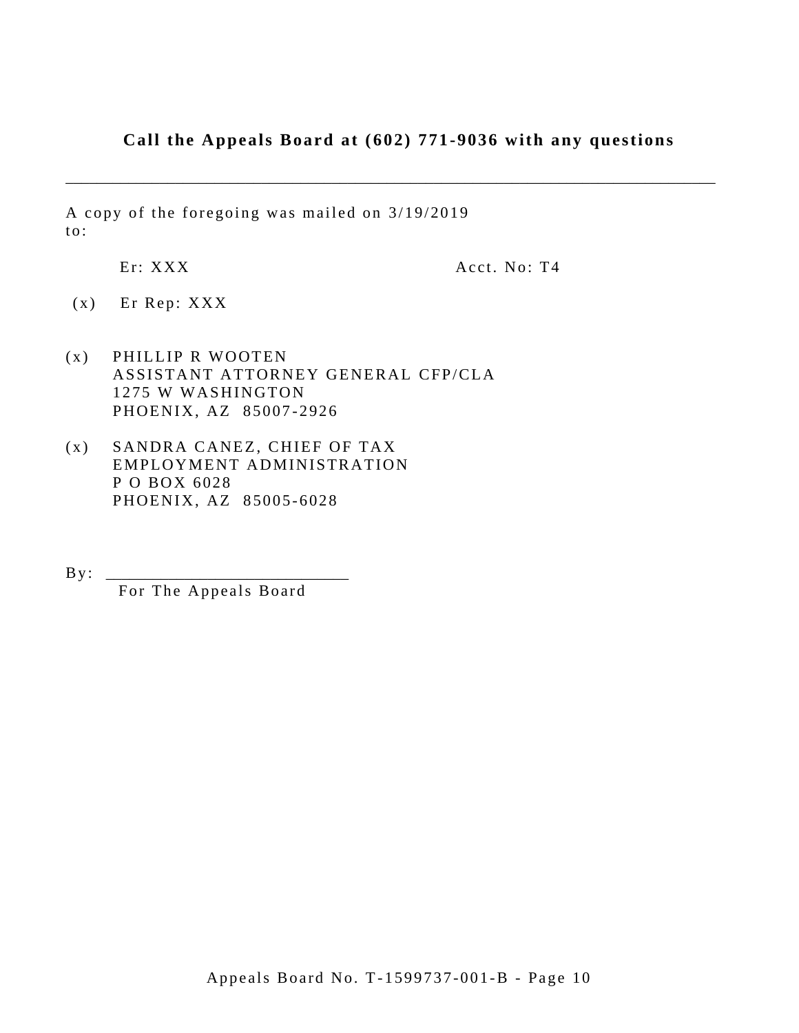**Call the Appeals Board at (602) 771-9036 with any questions**

---

A copy of the foregoing was mailed on 3/19/2019 to:

Er: XXX                                        Acct. No: T4

(x) Er Rep: XXX

(x) PHILLIP R WOOTEN
ASSISTANT ATTORNEY GENERAL CFP/CLA
1275 W WASHINGTON
PHOENIX, AZ 85007-2926

(x) SANDRA CANEZ, CHIEF OF TAX
EMPLOYMENT ADMINISTRATION
P O BOX 6028
PHOENIX, AZ 85005-6028

By: ___________________________
For The Appeals Board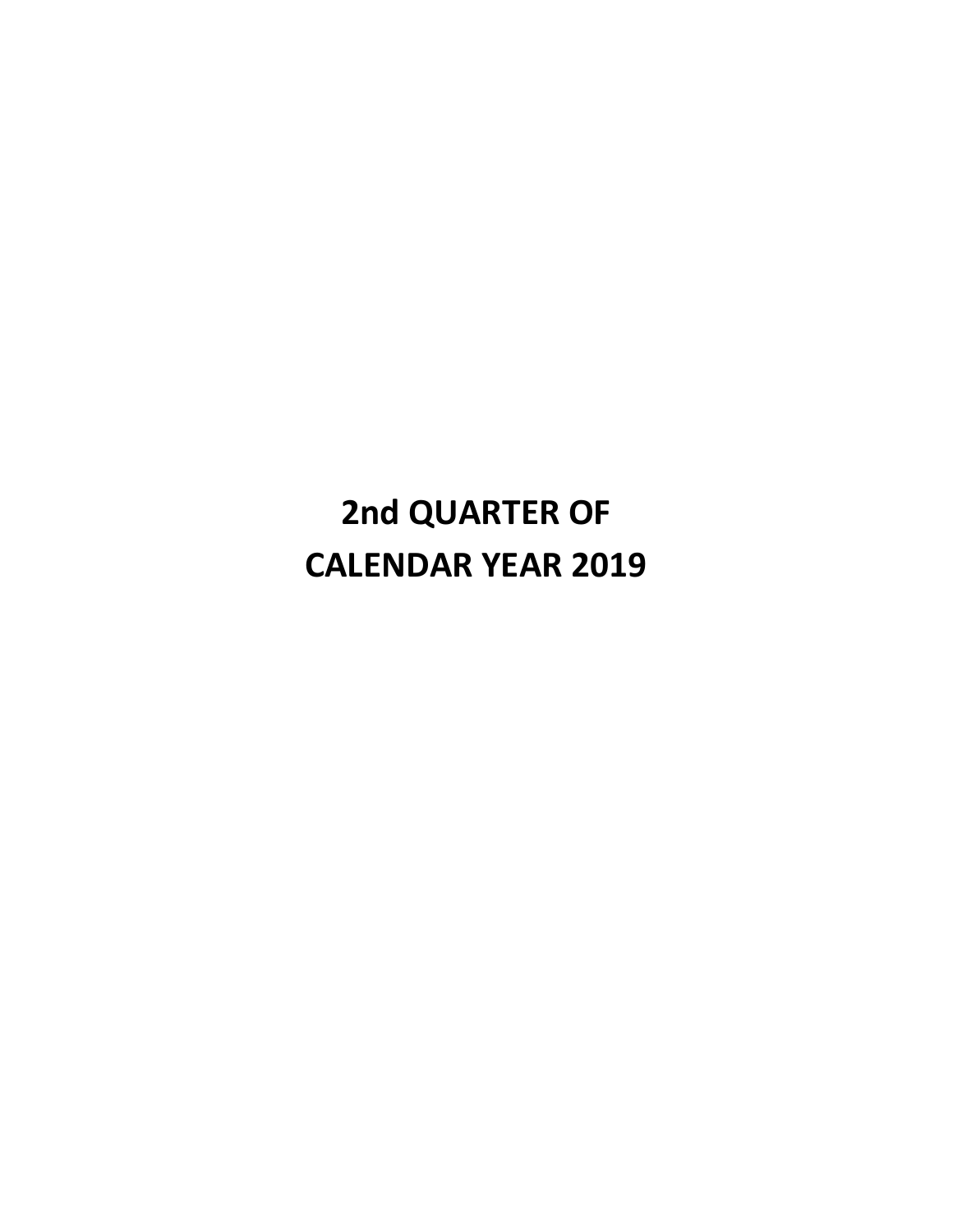# 2nd QUARTER OF CALENDAR YEAR 2019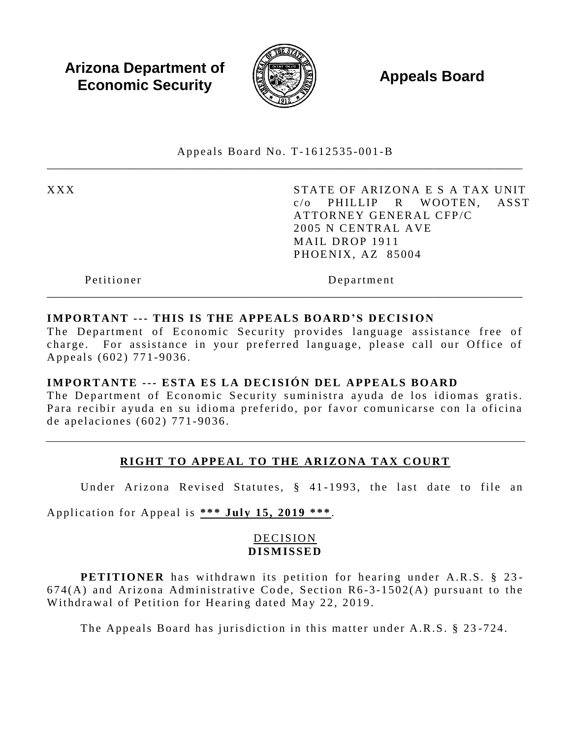**Arizona Department of Economic Security** | **Appeals Board**

Appeals Board No. T-1612535-001-B

| | |
|---|---|
| XXX | STATE OF ARIZONA E S A TAX UNIT<br>c/o PHILLIP R WOOTEN, ASST ATTORNEY GENERAL CFP/C<br>2005 N CENTRAL AVE<br>MAIL DROP 1911<br>PHOENIX, AZ 85004 |
| Petitioner | Department |

**IMPORTANT --- THIS IS THE APPEALS BOARD'S DECISION**
The Department of Economic Security provides language assistance free of charge. For assistance in your preferred language, please call our Office of Appeals (602) 771-9036.

**IMPORTANTE --- ESTA ES LA DECISIÓN DEL APPEALS BOARD**
The Department of Economic Security suministra ayuda de los idiomas gratis. Para recibir ayuda en su idioma preferido, por favor comunicarse con la oficina de apelaciones (602) 771-9036.

## RIGHT TO APPEAL TO THE ARIZONA TAX COURT

Under Arizona Revised Statutes, § 41-1993, the last date to file an Application for Appeal is ***\*\*\* July 15, 2019 \*\*\****.

DECISION
**DISMISSED**

**PETITIONER** has withdrawn its petition for hearing under A.R.S. § 23-674(A) and Arizona Administrative Code, Section R6-3-1502(A) pursuant to the Withdrawal of Petition for Hearing dated May 22, 2019.

The Appeals Board has jurisdiction in this matter under A.R.S. § 23-724.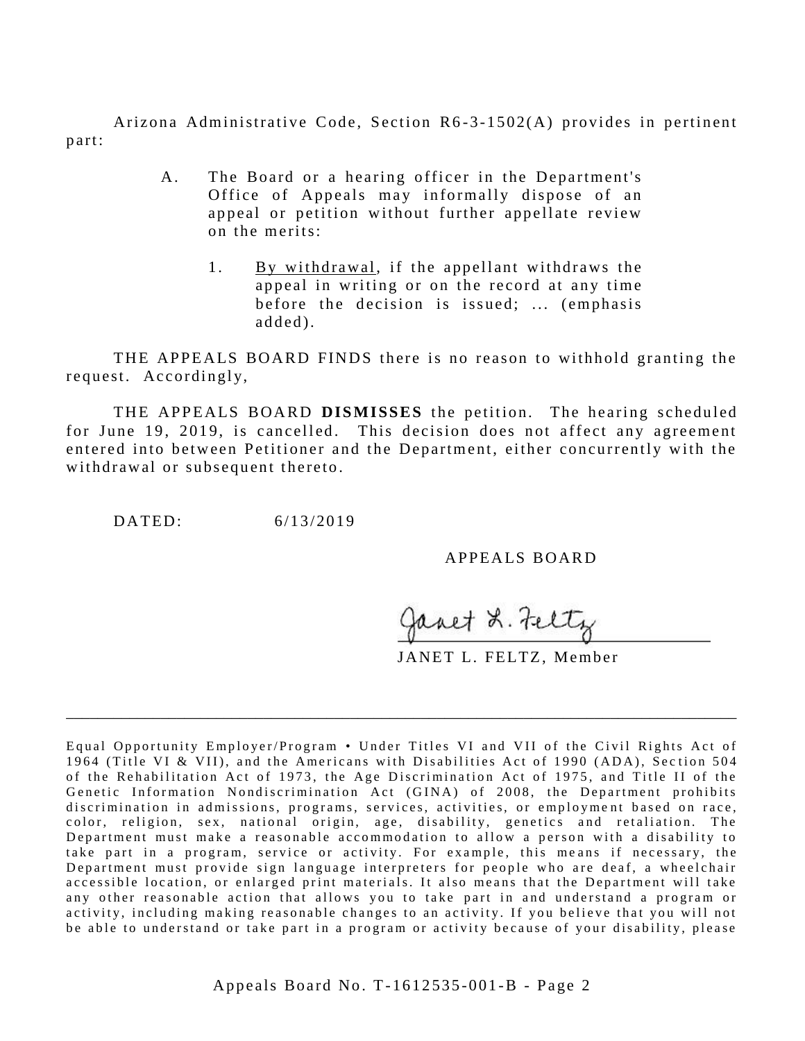Arizona Administrative Code, Section R6-3-1502(A) provides in pertinent part:

> A. The Board or a hearing officer in the Department's Office of Appeals may informally dispose of an appeal or petition without further appellate review on the merits:
>
> > 1. By withdrawal, if the appellant withdraws the appeal in writing or on the record at any time before the decision is issued; ... (emphasis added).

THE APPEALS BOARD FINDS there is no reason to withhold granting the request. Accordingly,

THE APPEALS BOARD **DISMISSES** the petition. The hearing scheduled for June 19, 2019, is cancelled. This decision does not affect any agreement entered into between Petitioner and the Department, either concurrently with the withdrawal or subsequent thereto.

DATED: 6/13/2019

APPEALS BOARD

Janet L. Feltz

JANET L. FELTZ, Member

---

Equal Opportunity Employer/Program • Under Titles VI and VII of the Civil Rights Act of 1964 (Title VI & VII), and the Americans with Disabilities Act of 1990 (ADA), Section 504 of the Rehabilitation Act of 1973, the Age Discrimination Act of 1975, and Title II of the Genetic Information Nondiscrimination Act (GINA) of 2008, the Department prohibits discrimination in admissions, programs, services, activities, or employment based on race, color, religion, sex, national origin, age, disability, genetics and retaliation. The Department must make a reasonable accommodation to allow a person with a disability to take part in a program, service or activity. For example, this means if necessary, the Department must provide sign language interpreters for people who are deaf, a wheelchair accessible location, or enlarged print materials. It also means that the Department will take any other reasonable action that allows you to take part in and understand a program or activity, including making reasonable changes to an activity. If you believe that you will not be able to understand or take part in a program or activity because of your disability, please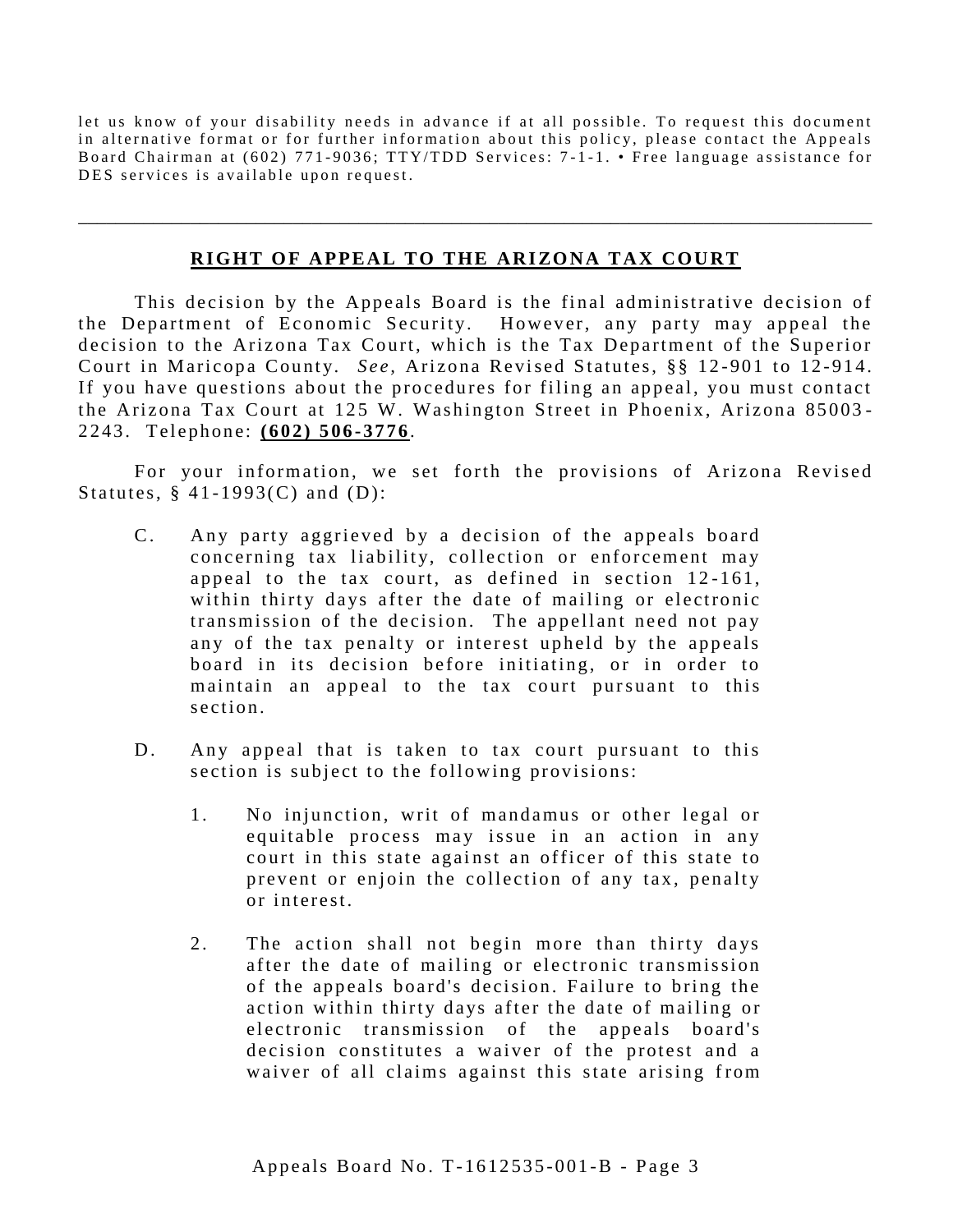let us know of your disability needs in advance if at all possible. To request this document in alternative format or for further information about this policy, please contact the Appeals Board Chairman at (602) 771-9036; TTY/TDD Services: 7-1-1. • Free language assistance for DES services is available upon request.

---

## RIGHT OF APPEAL TO THE ARIZONA TAX COURT

This decision by the Appeals Board is the final administrative decision of the Department of Economic Security. However, any party may appeal the decision to the Arizona Tax Court, which is the Tax Department of the Superior Court in Maricopa County. *See,* Arizona Revised Statutes, §§ 12-901 to 12-914. If you have questions about the procedures for filing an appeal, you must contact the Arizona Tax Court at 125 W. Washington Street in Phoenix, Arizona 85003-2243. Telephone: **(602) 506-3776**.

For your information, we set forth the provisions of Arizona Revised Statutes, § 41-1993(C) and (D):

C. Any party aggrieved by a decision of the appeals board concerning tax liability, collection or enforcement may appeal to the tax court, as defined in section 12-161, within thirty days after the date of mailing or electronic transmission of the decision. The appellant need not pay any of the tax penalty or interest upheld by the appeals board in its decision before initiating, or in order to maintain an appeal to the tax court pursuant to this section.

D. Any appeal that is taken to tax court pursuant to this section is subject to the following provisions:

1. No injunction, writ of mandamus or other legal or equitable process may issue in an action in any court in this state against an officer of this state to prevent or enjoin the collection of any tax, penalty or interest.

2. The action shall not begin more than thirty days after the date of mailing or electronic transmission of the appeals board's decision. Failure to bring the action within thirty days after the date of mailing or electronic transmission of the appeals board's decision constitutes a waiver of the protest and a waiver of all claims against this state arising from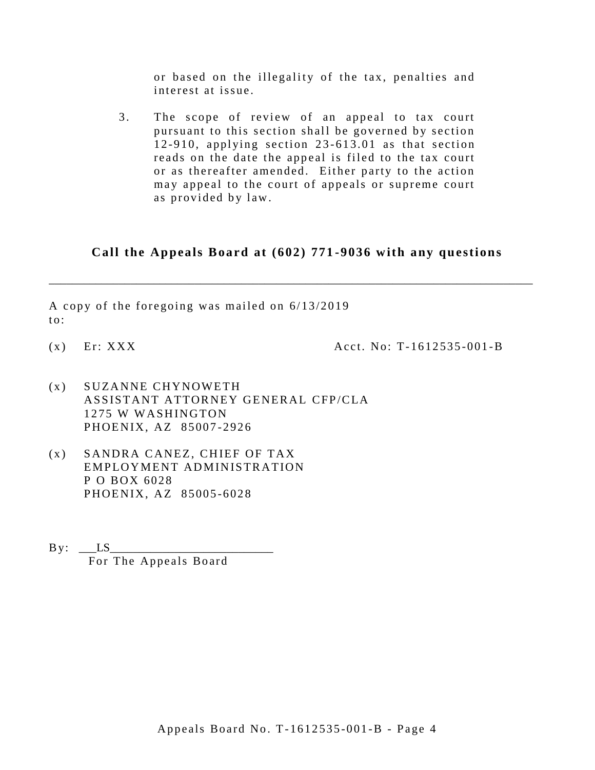or based on the illegality of the tax, penalties and interest at issue.

3. The scope of review of an appeal to tax court pursuant to this section shall be governed by section 12-910, applying section 23-613.01 as that section reads on the date the appeal is filed to the tax court or as thereafter amended. Either party to the action may appeal to the court of appeals or supreme court as provided by law.

**Call the Appeals Board at (602) 771-9036 with any questions**

---

A copy of the foregoing was mailed on 6/13/2019 to:

(x) Er: XXX Acct. No: T-1612535-001-B

(x) SUZANNE CHYNOWETH
ASSISTANT ATTORNEY GENERAL CFP/CLA
1275 W WASHINGTON
PHOENIX, AZ 85007-2926

(x) SANDRA CANEZ, CHIEF OF TAX
EMPLOYMENT ADMINISTRATION
P O BOX 6028
PHOENIX, AZ 85005-6028

By: ___LS__________________________
For The Appeals Board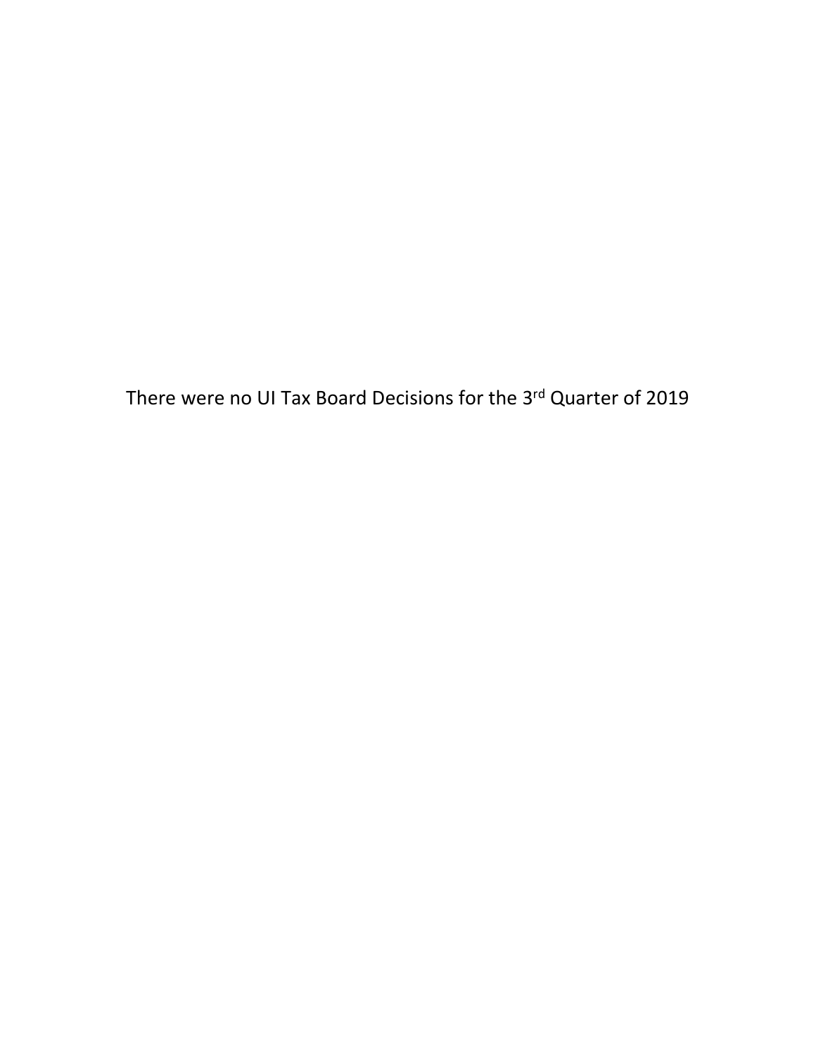There were no UI Tax Board Decisions for the 3rd Quarter of 2019